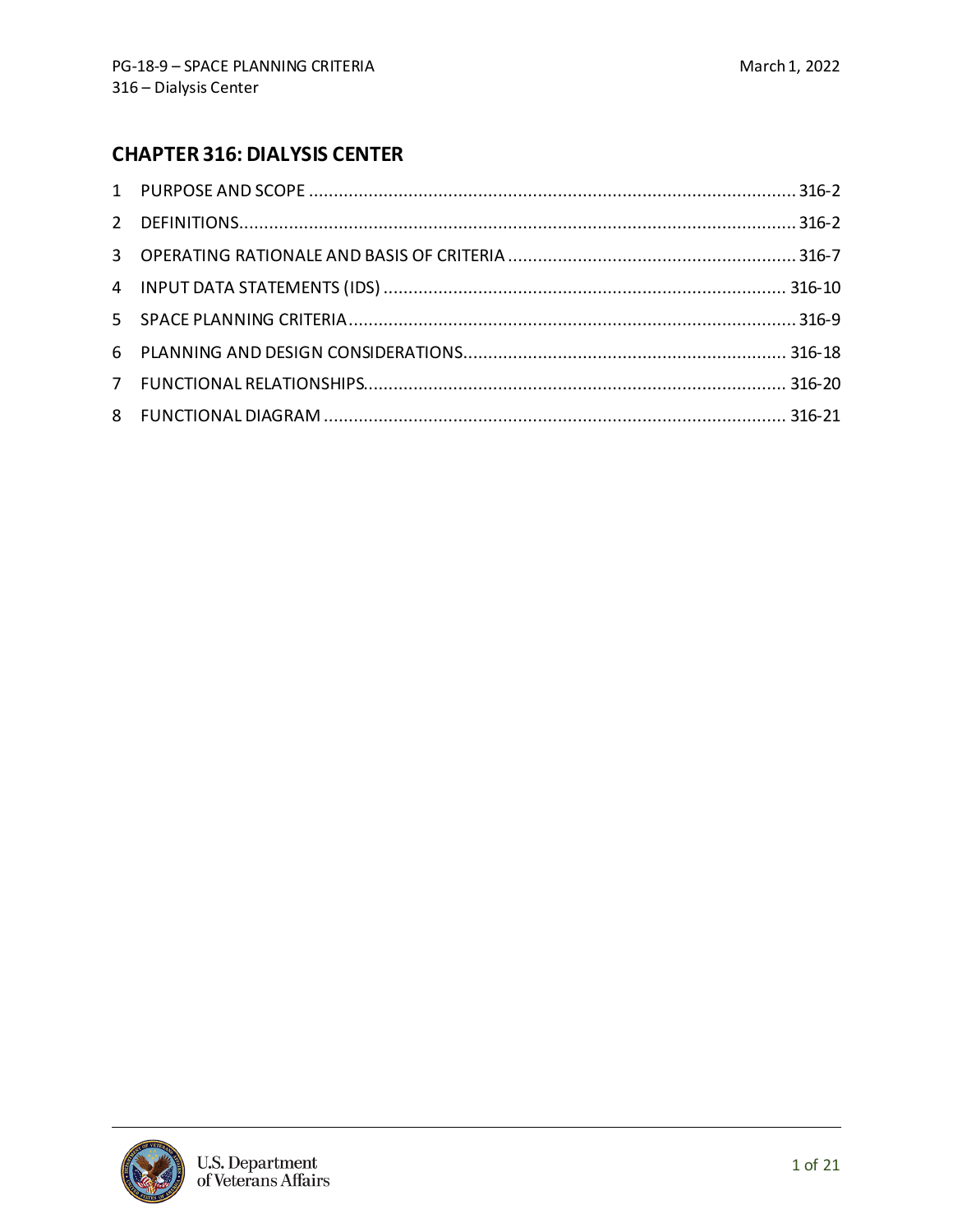# CHAPTER 316: DIALYSIS CENTER

1 PURPOSE AND SCOPE ........................................................................................................ 316-2
2 DEFINITIONS.................................................................................................................... 316-2
3 OPERATING RATIONALE AND BASIS OF CRITERIA ........................................................... 316-7
4 INPUT DATA STATEMENTS (IDS) .................................................................................... 316-10
5 SPACE PLANNING CRITERIA ............................................................................................ 316-9
6 PLANNING AND DESIGN CONSIDERATIONS................................................................... 316-18
7 FUNCTIONAL RELATIONSHIPS........................................................................................ 316-20
8 FUNCTIONAL DIAGRAM ................................................................................................ 316-21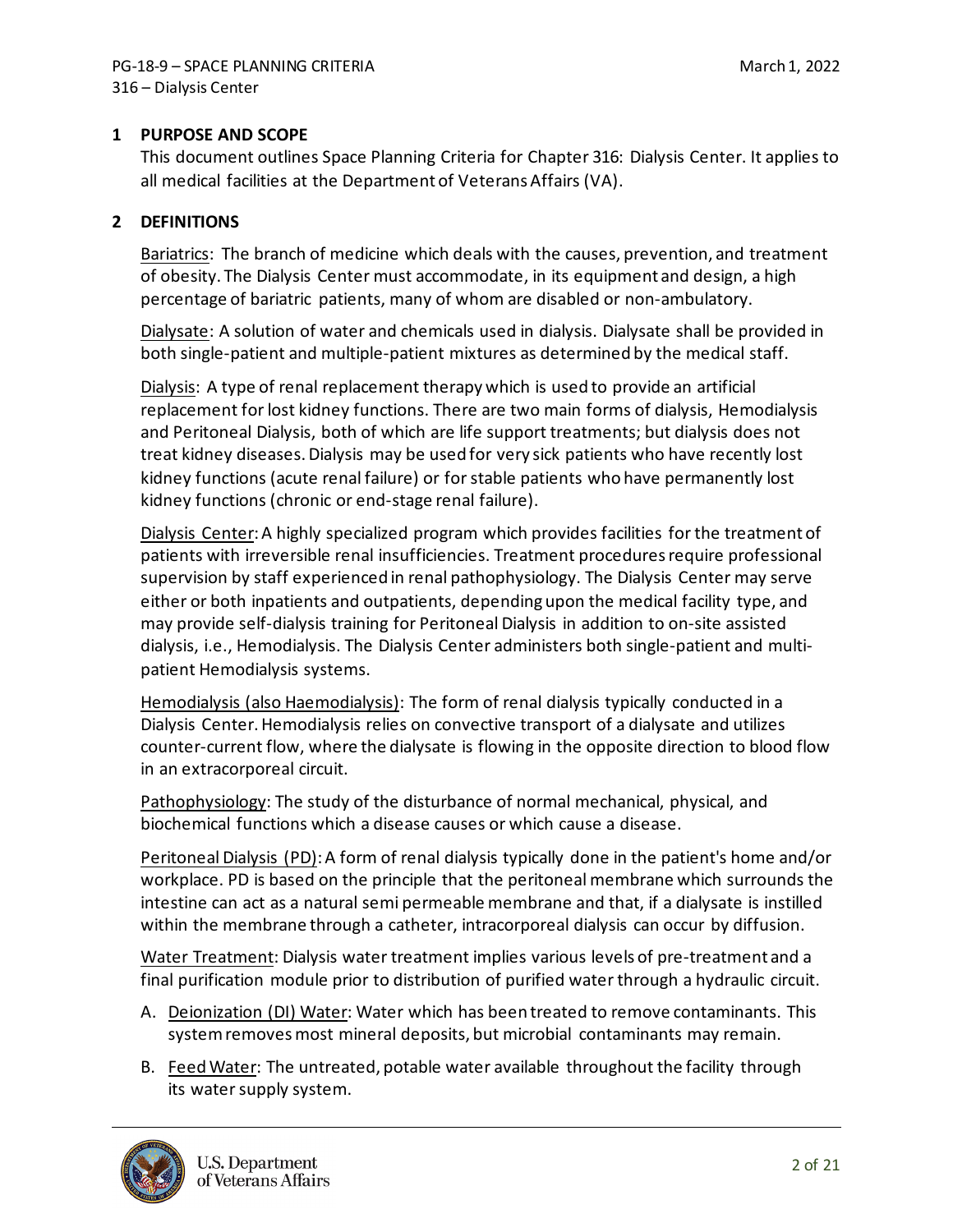## 1 PURPOSE AND SCOPE

This document outlines Space Planning Criteria for Chapter 316: Dialysis Center. It applies to all medical facilities at the Department of Veterans Affairs (VA).

## 2 DEFINITIONS

Bariatrics: The branch of medicine which deals with the causes, prevention, and treatment of obesity. The Dialysis Center must accommodate, in its equipment and design, a high percentage of bariatric patients, many of whom are disabled or non-ambulatory.

Dialysate: A solution of water and chemicals used in dialysis. Dialysate shall be provided in both single-patient and multiple-patient mixtures as determined by the medical staff.

Dialysis: A type of renal replacement therapy which is used to provide an artificial replacement for lost kidney functions. There are two main forms of dialysis, Hemodialysis and Peritoneal Dialysis, both of which are life support treatments; but dialysis does not treat kidney diseases. Dialysis may be used for very sick patients who have recently lost kidney functions (acute renal failure) or for stable patients who have permanently lost kidney functions (chronic or end-stage renal failure).

Dialysis Center: A highly specialized program which provides facilities for the treatment of patients with irreversible renal insufficiencies. Treatment procedures require professional supervision by staff experienced in renal pathophysiology. The Dialysis Center may serve either or both inpatients and outpatients, depending upon the medical facility type, and may provide self-dialysis training for Peritoneal Dialysis in addition to on-site assisted dialysis, i.e., Hemodialysis. The Dialysis Center administers both single-patient and multi-patient Hemodialysis systems.

Hemodialysis (also Haemodialysis): The form of renal dialysis typically conducted in a Dialysis Center. Hemodialysis relies on convective transport of a dialysate and utilizes counter-current flow, where the dialysate is flowing in the opposite direction to blood flow in an extracorporeal circuit.

Pathophysiology: The study of the disturbance of normal mechanical, physical, and biochemical functions which a disease causes or which cause a disease.

Peritoneal Dialysis (PD): A form of renal dialysis typically done in the patient's home and/or workplace. PD is based on the principle that the peritoneal membrane which surrounds the intestine can act as a natural semi permeable membrane and that, if a dialysate is instilled within the membrane through a catheter, intracorporeal dialysis can occur by diffusion.

Water Treatment: Dialysis water treatment implies various levels of pre-treatment and a final purification module prior to distribution of purified water through a hydraulic circuit.

A. Deionization (DI) Water: Water which has been treated to remove contaminants. This system removes most mineral deposits, but microbial contaminants may remain.

B. Feed Water: The untreated, potable water available throughout the facility through its water supply system.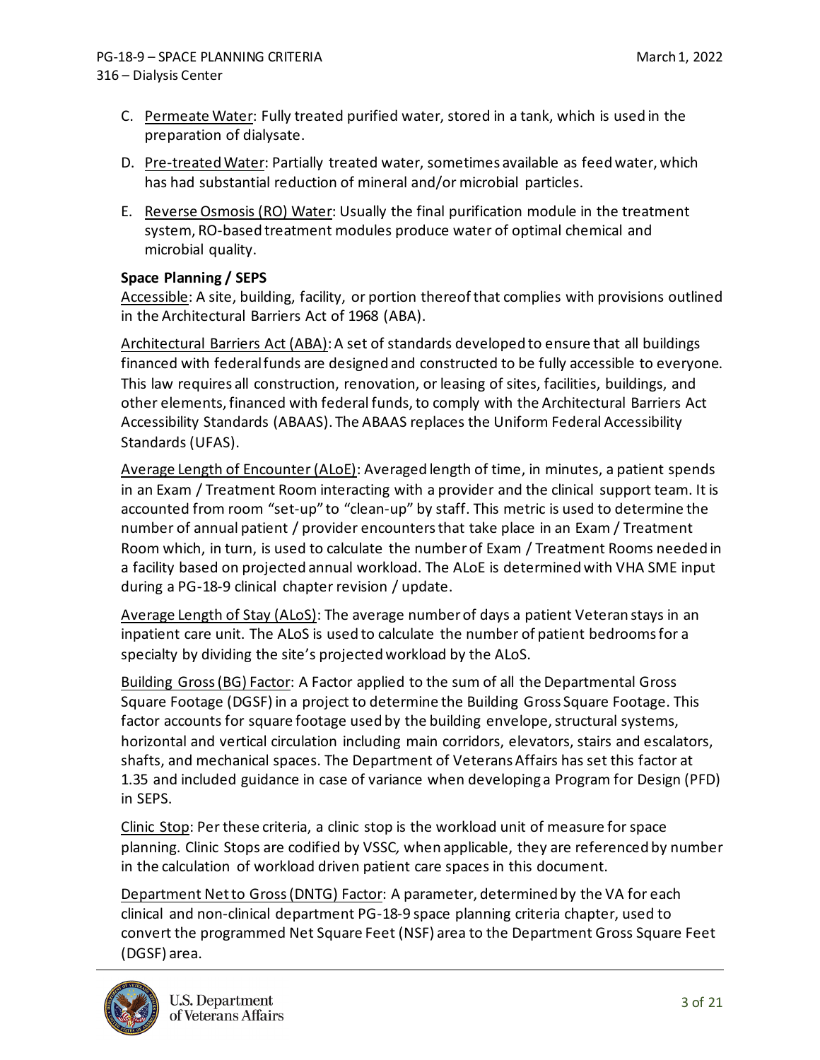C. Permeate Water: Fully treated purified water, stored in a tank, which is used in the preparation of dialysate.

D. Pre-treated Water: Partially treated water, sometimes available as feed water, which has had substantial reduction of mineral and/or microbial particles.

E. Reverse Osmosis (RO) Water: Usually the final purification module in the treatment system, RO-based treatment modules produce water of optimal chemical and microbial quality.

**Space Planning / SEPS**

Accessible: A site, building, facility, or portion thereof that complies with provisions outlined in the Architectural Barriers Act of 1968 (ABA).

Architectural Barriers Act (ABA): A set of standards developed to ensure that all buildings financed with federal funds are designed and constructed to be fully accessible to everyone. This law requires all construction, renovation, or leasing of sites, facilities, buildings, and other elements, financed with federal funds, to comply with the Architectural Barriers Act Accessibility Standards (ABAAS). The ABAAS replaces the Uniform Federal Accessibility Standards (UFAS).

Average Length of Encounter (ALoE): Averaged length of time, in minutes, a patient spends in an Exam / Treatment Room interacting with a provider and the clinical support team. It is accounted from room "set-up" to "clean-up" by staff. This metric is used to determine the number of annual patient / provider encounters that take place in an Exam / Treatment Room which, in turn, is used to calculate the number of Exam / Treatment Rooms needed in a facility based on projected annual workload. The ALoE is determined with VHA SME input during a PG-18-9 clinical chapter revision / update.

Average Length of Stay (ALoS): The average number of days a patient Veteran stays in an inpatient care unit. The ALoS is used to calculate the number of patient bedrooms for a specialty by dividing the site's projected workload by the ALoS.

Building Gross (BG) Factor: A Factor applied to the sum of all the Departmental Gross Square Footage (DGSF) in a project to determine the Building Gross Square Footage. This factor accounts for square footage used by the building envelope, structural systems, horizontal and vertical circulation including main corridors, elevators, stairs and escalators, shafts, and mechanical spaces. The Department of Veterans Affairs has set this factor at 1.35 and included guidance in case of variance when developing a Program for Design (PFD) in SEPS.

Clinic Stop: Per these criteria, a clinic stop is the workload unit of measure for space planning. Clinic Stops are codified by VSSC, when applicable, they are referenced by number in the calculation of workload driven patient care spaces in this document.

Department Net to Gross (DNTG) Factor: A parameter, determined by the VA for each clinical and non-clinical department PG-18-9 space planning criteria chapter, used to convert the programmed Net Square Feet (NSF) area to the Department Gross Square Feet (DGSF) area.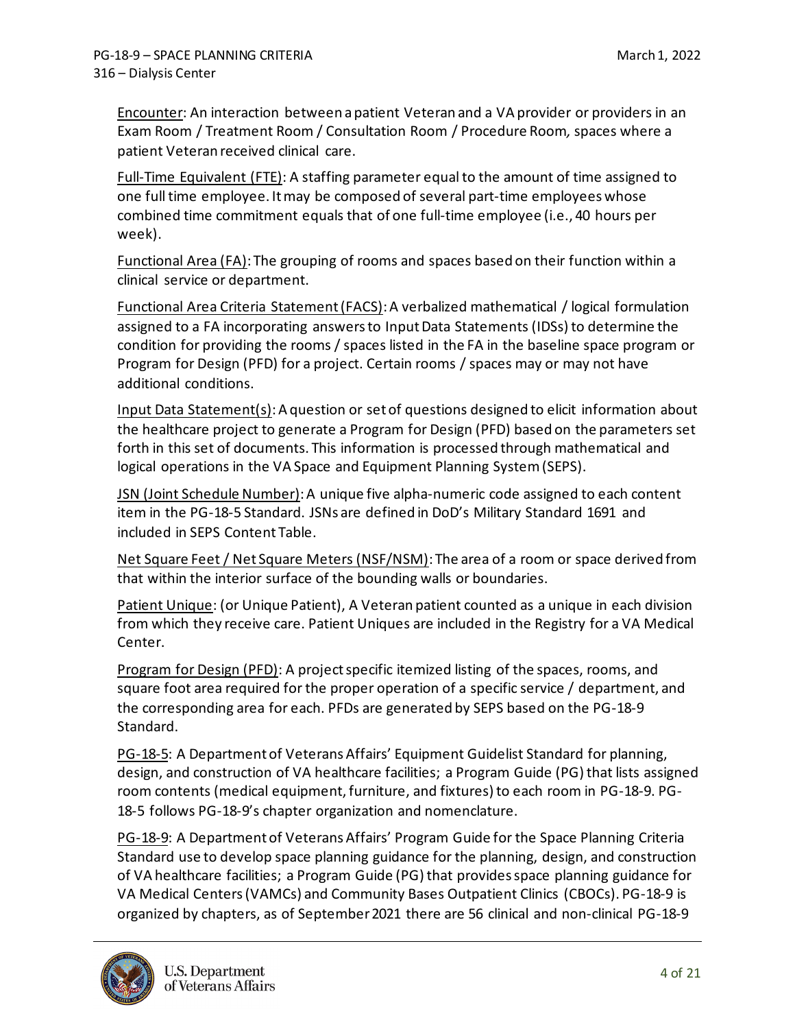Encounter: An interaction between a patient Veteran and a VA provider or providers in an Exam Room / Treatment Room / Consultation Room / Procedure Room, spaces where a patient Veteran received clinical care.

Full-Time Equivalent (FTE): A staffing parameter equal to the amount of time assigned to one full time employee. It may be composed of several part-time employees whose combined time commitment equals that of one full-time employee (i.e., 40 hours per week).

Functional Area (FA): The grouping of rooms and spaces based on their function within a clinical service or department.

Functional Area Criteria Statement (FACS): A verbalized mathematical / logical formulation assigned to a FA incorporating answers to Input Data Statements (IDSs) to determine the condition for providing the rooms / spaces listed in the FA in the baseline space program or Program for Design (PFD) for a project. Certain rooms / spaces may or may not have additional conditions.

Input Data Statement(s): A question or set of questions designed to elicit information about the healthcare project to generate a Program for Design (PFD) based on the parameters set forth in this set of documents. This information is processed through mathematical and logical operations in the VA Space and Equipment Planning System (SEPS).

JSN (Joint Schedule Number): A unique five alpha-numeric code assigned to each content item in the PG-18-5 Standard. JSNs are defined in DoD's Military Standard 1691 and included in SEPS Content Table.

Net Square Feet / Net Square Meters (NSF/NSM): The area of a room or space derived from that within the interior surface of the bounding walls or boundaries.

Patient Unique: (or Unique Patient), A Veteran patient counted as a unique in each division from which they receive care. Patient Uniques are included in the Registry for a VA Medical Center.

Program for Design (PFD): A project specific itemized listing of the spaces, rooms, and square foot area required for the proper operation of a specific service / department, and the corresponding area for each. PFDs are generated by SEPS based on the PG-18-9 Standard.

PG-18-5: A Department of Veterans Affairs' Equipment Guidelist Standard for planning, design, and construction of VA healthcare facilities; a Program Guide (PG) that lists assigned room contents (medical equipment, furniture, and fixtures) to each room in PG-18-9. PG-18-5 follows PG-18-9's chapter organization and nomenclature.

PG-18-9: A Department of Veterans Affairs' Program Guide for the Space Planning Criteria Standard use to develop space planning guidance for the planning, design, and construction of VA healthcare facilities; a Program Guide (PG) that provides space planning guidance for VA Medical Centers (VAMCs) and Community Bases Outpatient Clinics (CBOCs). PG-18-9 is organized by chapters, as of September 2021 there are 56 clinical and non-clinical PG-18-9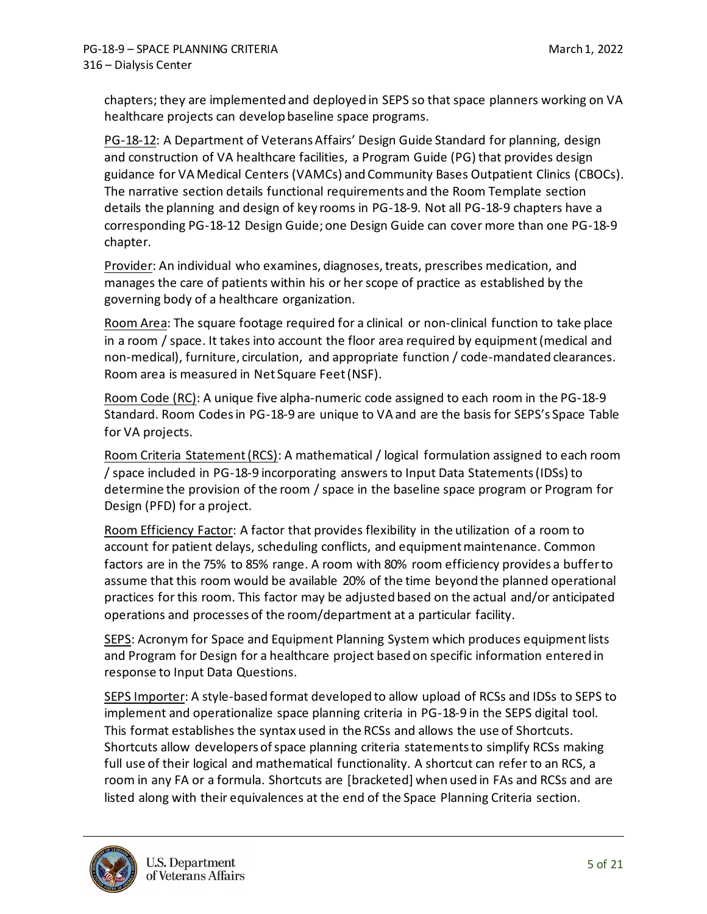chapters; they are implemented and deployed in SEPS so that space planners working on VA healthcare projects can develop baseline space programs.

PG-18-12: A Department of Veterans Affairs' Design Guide Standard for planning, design and construction of VA healthcare facilities, a Program Guide (PG) that provides design guidance for VA Medical Centers (VAMCs) and Community Bases Outpatient Clinics (CBOCs). The narrative section details functional requirements and the Room Template section details the planning and design of key rooms in PG-18-9. Not all PG-18-9 chapters have a corresponding PG-18-12 Design Guide; one Design Guide can cover more than one PG-18-9 chapter.

Provider: An individual who examines, diagnoses, treats, prescribes medication, and manages the care of patients within his or her scope of practice as established by the governing body of a healthcare organization.

Room Area: The square footage required for a clinical or non-clinical function to take place in a room / space. It takes into account the floor area required by equipment (medical and non-medical), furniture, circulation, and appropriate function / code-mandated clearances. Room area is measured in Net Square Feet (NSF).

Room Code (RC): A unique five alpha-numeric code assigned to each room in the PG-18-9 Standard. Room Codes in PG-18-9 are unique to VA and are the basis for SEPS's Space Table for VA projects.

Room Criteria Statement (RCS): A mathematical / logical formulation assigned to each room / space included in PG-18-9 incorporating answers to Input Data Statements (IDSs) to determine the provision of the room / space in the baseline space program or Program for Design (PFD) for a project.

Room Efficiency Factor: A factor that provides flexibility in the utilization of a room to account for patient delays, scheduling conflicts, and equipment maintenance. Common factors are in the 75% to 85% range. A room with 80% room efficiency provides a buffer to assume that this room would be available 20% of the time beyond the planned operational practices for this room. This factor may be adjusted based on the actual and/or anticipated operations and processes of the room/department at a particular facility.

SEPS: Acronym for Space and Equipment Planning System which produces equipment lists and Program for Design for a healthcare project based on specific information entered in response to Input Data Questions.

SEPS Importer: A style-based format developed to allow upload of RCSs and IDSs to SEPS to implement and operationalize space planning criteria in PG-18-9 in the SEPS digital tool. This format establishes the syntax used in the RCSs and allows the use of Shortcuts. Shortcuts allow developers of space planning criteria statements to simplify RCSs making full use of their logical and mathematical functionality. A shortcut can refer to an RCS, a room in any FA or a formula. Shortcuts are [bracketed] when used in FAs and RCSs and are listed along with their equivalences at the end of the Space Planning Criteria section.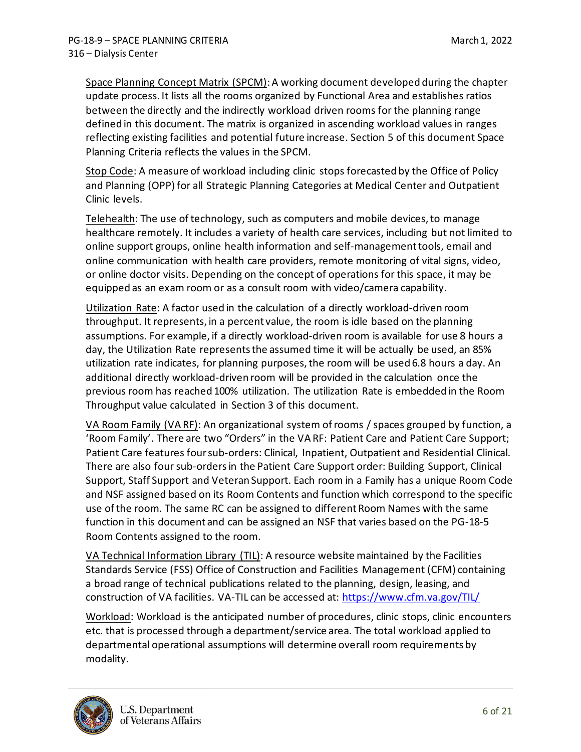Space Planning Concept Matrix (SPCM): A working document developed during the chapter update process. It lists all the rooms organized by Functional Area and establishes ratios between the directly and the indirectly workload driven rooms for the planning range defined in this document. The matrix is organized in ascending workload values in ranges reflecting existing facilities and potential future increase. Section 5 of this document Space Planning Criteria reflects the values in the SPCM.

Stop Code: A measure of workload including clinic stops forecasted by the Office of Policy and Planning (OPP) for all Strategic Planning Categories at Medical Center and Outpatient Clinic levels.

Telehealth: The use of technology, such as computers and mobile devices, to manage healthcare remotely. It includes a variety of health care services, including but not limited to online support groups, online health information and self-management tools, email and online communication with health care providers, remote monitoring of vital signs, video, or online doctor visits. Depending on the concept of operations for this space, it may be equipped as an exam room or as a consult room with video/camera capability.

Utilization Rate: A factor used in the calculation of a directly workload-driven room throughput. It represents, in a percent value, the room is idle based on the planning assumptions. For example, if a directly workload-driven room is available for use 8 hours a day, the Utilization Rate represents the assumed time it will be actually be used, an 85% utilization rate indicates, for planning purposes, the room will be used 6.8 hours a day. An additional directly workload-driven room will be provided in the calculation once the previous room has reached 100% utilization. The utilization Rate is embedded in the Room Throughput value calculated in Section 3 of this document.

VA Room Family (VA RF): An organizational system of rooms / spaces grouped by function, a 'Room Family'. There are two "Orders" in the VA RF: Patient Care and Patient Care Support; Patient Care features four sub-orders: Clinical, Inpatient, Outpatient and Residential Clinical. There are also four sub-orders in the Patient Care Support order: Building Support, Clinical Support, Staff Support and Veteran Support. Each room in a Family has a unique Room Code and NSF assigned based on its Room Contents and function which correspond to the specific use of the room. The same RC can be assigned to different Room Names with the same function in this document and can be assigned an NSF that varies based on the PG-18-5 Room Contents assigned to the room.

VA Technical Information Library (TIL): A resource website maintained by the Facilities Standards Service (FSS) Office of Construction and Facilities Management (CFM) containing a broad range of technical publications related to the planning, design, leasing, and construction of VA facilities. VA-TIL can be accessed at: https://www.cfm.va.gov/TIL/

Workload: Workload is the anticipated number of procedures, clinic stops, clinic encounters etc. that is processed through a department/service area. The total workload applied to departmental operational assumptions will determine overall room requirements by modality.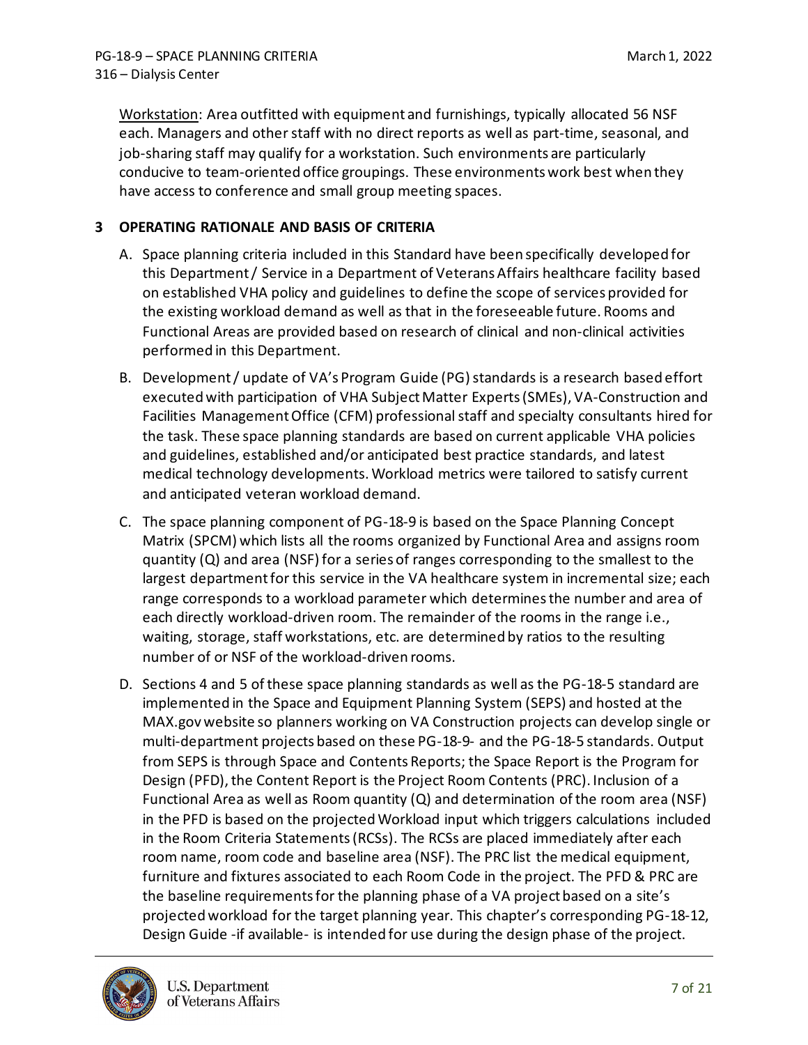Workstation: Area outfitted with equipment and furnishings, typically allocated 56 NSF each. Managers and other staff with no direct reports as well as part-time, seasonal, and job-sharing staff may qualify for a workstation. Such environments are particularly conducive to team-oriented office groupings. These environments work best when they have access to conference and small group meeting spaces.

## 3 OPERATING RATIONALE AND BASIS OF CRITERIA

A. Space planning criteria included in this Standard have been specifically developed for this Department / Service in a Department of Veterans Affairs healthcare facility based on established VHA policy and guidelines to define the scope of services provided for the existing workload demand as well as that in the foreseeable future. Rooms and Functional Areas are provided based on research of clinical and non-clinical activities performed in this Department.

B. Development / update of VA's Program Guide (PG) standards is a research based effort executed with participation of VHA Subject Matter Experts (SMEs), VA-Construction and Facilities Management Office (CFM) professional staff and specialty consultants hired for the task. These space planning standards are based on current applicable VHA policies and guidelines, established and/or anticipated best practice standards, and latest medical technology developments. Workload metrics were tailored to satisfy current and anticipated veteran workload demand.

C. The space planning component of PG-18-9 is based on the Space Planning Concept Matrix (SPCM) which lists all the rooms organized by Functional Area and assigns room quantity (Q) and area (NSF) for a series of ranges corresponding to the smallest to the largest department for this service in the VA healthcare system in incremental size; each range corresponds to a workload parameter which determines the number and area of each directly workload-driven room. The remainder of the rooms in the range i.e., waiting, storage, staff workstations, etc. are determined by ratios to the resulting number of or NSF of the workload-driven rooms.

D. Sections 4 and 5 of these space planning standards as well as the PG-18-5 standard are implemented in the Space and Equipment Planning System (SEPS) and hosted at the MAX.gov website so planners working on VA Construction projects can develop single or multi-department projects based on these PG-18-9- and the PG-18-5 standards. Output from SEPS is through Space and Contents Reports; the Space Report is the Program for Design (PFD), the Content Report is the Project Room Contents (PRC). Inclusion of a Functional Area as well as Room quantity (Q) and determination of the room area (NSF) in the PFD is based on the projected Workload input which triggers calculations included in the Room Criteria Statements (RCSs). The RCSs are placed immediately after each room name, room code and baseline area (NSF). The PRC list the medical equipment, furniture and fixtures associated to each Room Code in the project. The PFD & PRC are the baseline requirements for the planning phase of a VA project based on a site's projected workload for the target planning year. This chapter's corresponding PG-18-12, Design Guide -if available- is intended for use during the design phase of the project.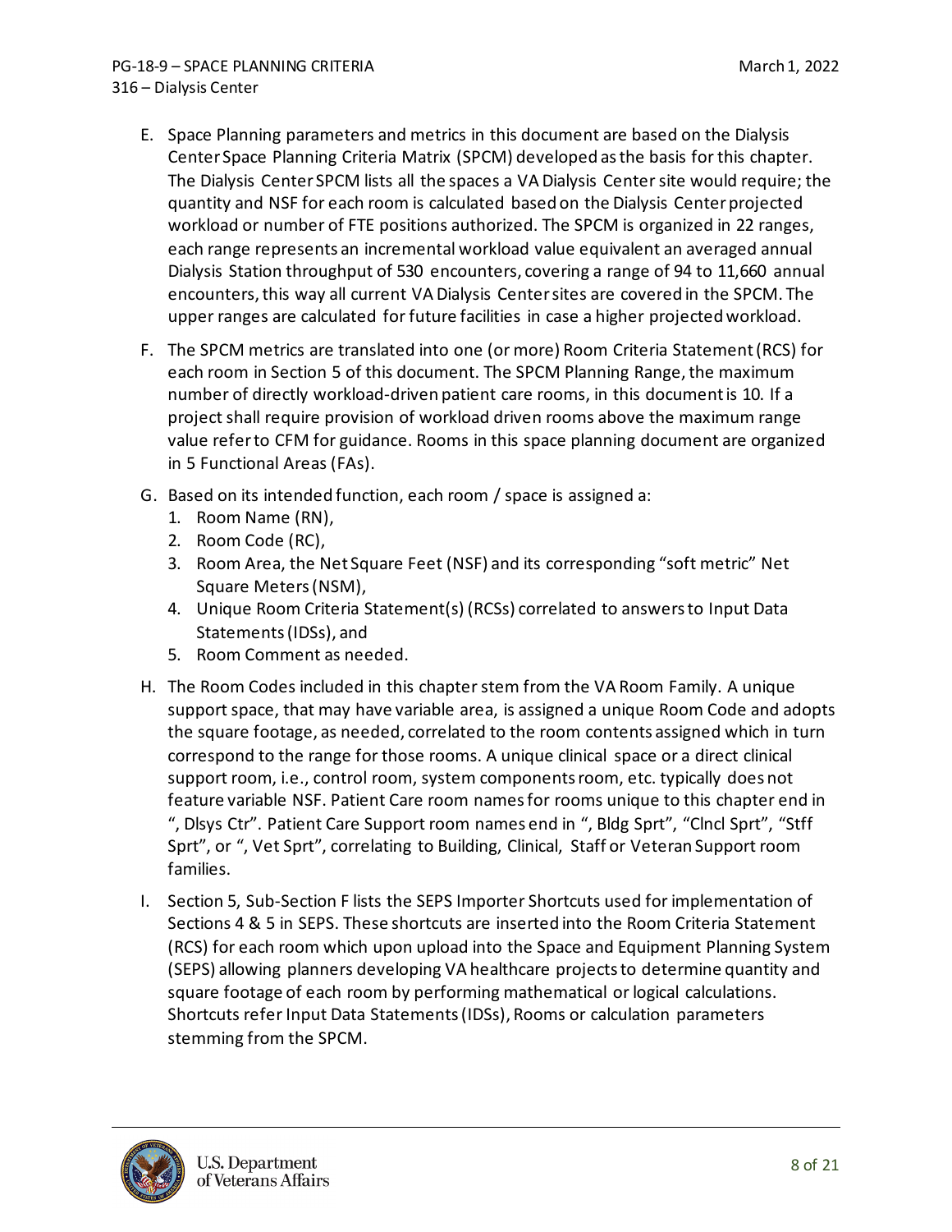E. Space Planning parameters and metrics in this document are based on the Dialysis Center Space Planning Criteria Matrix (SPCM) developed as the basis for this chapter. The Dialysis Center SPCM lists all the spaces a VA Dialysis Center site would require; the quantity and NSF for each room is calculated based on the Dialysis Center projected workload or number of FTE positions authorized. The SPCM is organized in 22 ranges, each range represents an incremental workload value equivalent an averaged annual Dialysis Station throughput of 530 encounters, covering a range of 94 to 11,660 annual encounters, this way all current VA Dialysis Center sites are covered in the SPCM. The upper ranges are calculated for future facilities in case a higher projected workload.

F. The SPCM metrics are translated into one (or more) Room Criteria Statement (RCS) for each room in Section 5 of this document. The SPCM Planning Range, the maximum number of directly workload-driven patient care rooms, in this document is 10. If a project shall require provision of workload driven rooms above the maximum range value refer to CFM for guidance. Rooms in this space planning document are organized in 5 Functional Areas (FAs).

G. Based on its intended function, each room / space is assigned a:
   1. Room Name (RN),
   2. Room Code (RC),
   3. Room Area, the Net Square Feet (NSF) and its corresponding "soft metric" Net Square Meters (NSM),
   4. Unique Room Criteria Statement(s) (RCSs) correlated to answers to Input Data Statements (IDSs), and
   5. Room Comment as needed.

H. The Room Codes included in this chapter stem from the VA Room Family. A unique support space, that may have variable area, is assigned a unique Room Code and adopts the square footage, as needed, correlated to the room contents assigned which in turn correspond to the range for those rooms. A unique clinical space or a direct clinical support room, i.e., control room, system components room, etc. typically does not feature variable NSF. Patient Care room names for rooms unique to this chapter end in ", Dlsys Ctr". Patient Care Support room names end in ", Bldg Sprt", "Clncl Sprt", "Stff Sprt", or ", Vet Sprt", correlating to Building, Clinical, Staff or Veteran Support room families.

I. Section 5, Sub-Section F lists the SEPS Importer Shortcuts used for implementation of Sections 4 & 5 in SEPS. These shortcuts are inserted into the Room Criteria Statement (RCS) for each room which upon upload into the Space and Equipment Planning System (SEPS) allowing planners developing VA healthcare projects to determine quantity and square footage of each room by performing mathematical or logical calculations. Shortcuts refer Input Data Statements (IDSs), Rooms or calculation parameters stemming from the SPCM.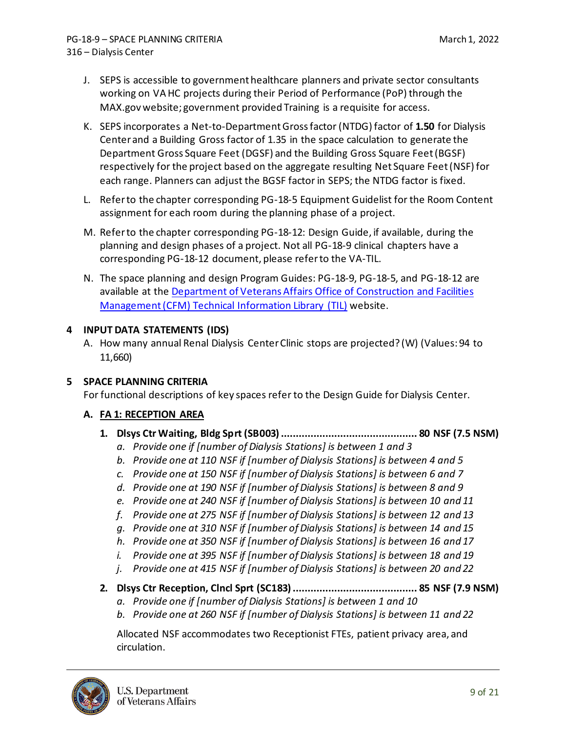J. SEPS is accessible to government healthcare planners and private sector consultants working on VA HC projects during their Period of Performance (PoP) through the MAX.gov website; government provided Training is a requisite for access.

K. SEPS incorporates a Net-to-Department Gross factor (NTDG) factor of **1.50** for Dialysis Center and a Building Gross factor of 1.35 in the space calculation to generate the Department Gross Square Feet (DGSF) and the Building Gross Square Feet (BGSF) respectively for the project based on the aggregate resulting Net Square Feet (NSF) for each range. Planners can adjust the BGSF factor in SEPS; the NTDG factor is fixed.

L. Refer to the chapter corresponding PG-18-5 Equipment Guidelist for the Room Content assignment for each room during the planning phase of a project.

M. Refer to the chapter corresponding PG-18-12: Design Guide, if available, during the planning and design phases of a project. Not all PG-18-9 clinical chapters have a corresponding PG-18-12 document, please refer to the VA-TIL.

N. The space planning and design Program Guides: PG-18-9, PG-18-5, and PG-18-12 are available at the [Department of Veterans Affairs Office of Construction and Facilities Management (CFM) Technical Information Library (TIL)]() website.

## 4 INPUT DATA STATEMENTS (IDS)

A. How many annual Renal Dialysis Center Clinic stops are projected? (W) (Values: 94 to 11,660)

## 5 SPACE PLANNING CRITERIA

For functional descriptions of key spaces refer to the Design Guide for Dialysis Center.

### A. FA 1: RECEPTION AREA

1. **Dlsys Ctr Waiting, Bldg Sprt (SB003) .............................................. 80 NSF (7.5 NSM)**
    a. *Provide one if [number of Dialysis Stations] is between 1 and 3*
    b. *Provide one at 110 NSF if [number of Dialysis Stations] is between 4 and 5*
    c. *Provide one at 150 NSF if [number of Dialysis Stations] is between 6 and 7*
    d. *Provide one at 190 NSF if [number of Dialysis Stations] is between 8 and 9*
    e. *Provide one at 240 NSF if [number of Dialysis Stations] is between 10 and 11*
    f. *Provide one at 275 NSF if [number of Dialysis Stations] is between 12 and 13*
    g. *Provide one at 310 NSF if [number of Dialysis Stations] is between 14 and 15*
    h. *Provide one at 350 NSF if [number of Dialysis Stations] is between 16 and 17*
    i. *Provide one at 395 NSF if [number of Dialysis Stations] is between 18 and 19*
    j. *Provide one at 415 NSF if [number of Dialysis Stations] is between 20 and 22*

2. **Dlsys Ctr Reception, Clncl Sprt (SC183) .......................................... 85 NSF (7.9 NSM)**
    a. *Provide one if [number of Dialysis Stations] is between 1 and 10*
    b. *Provide one at 260 NSF if [number of Dialysis Stations] is between 11 and 22*

    Allocated NSF accommodates two Receptionist FTEs, patient privacy area, and circulation.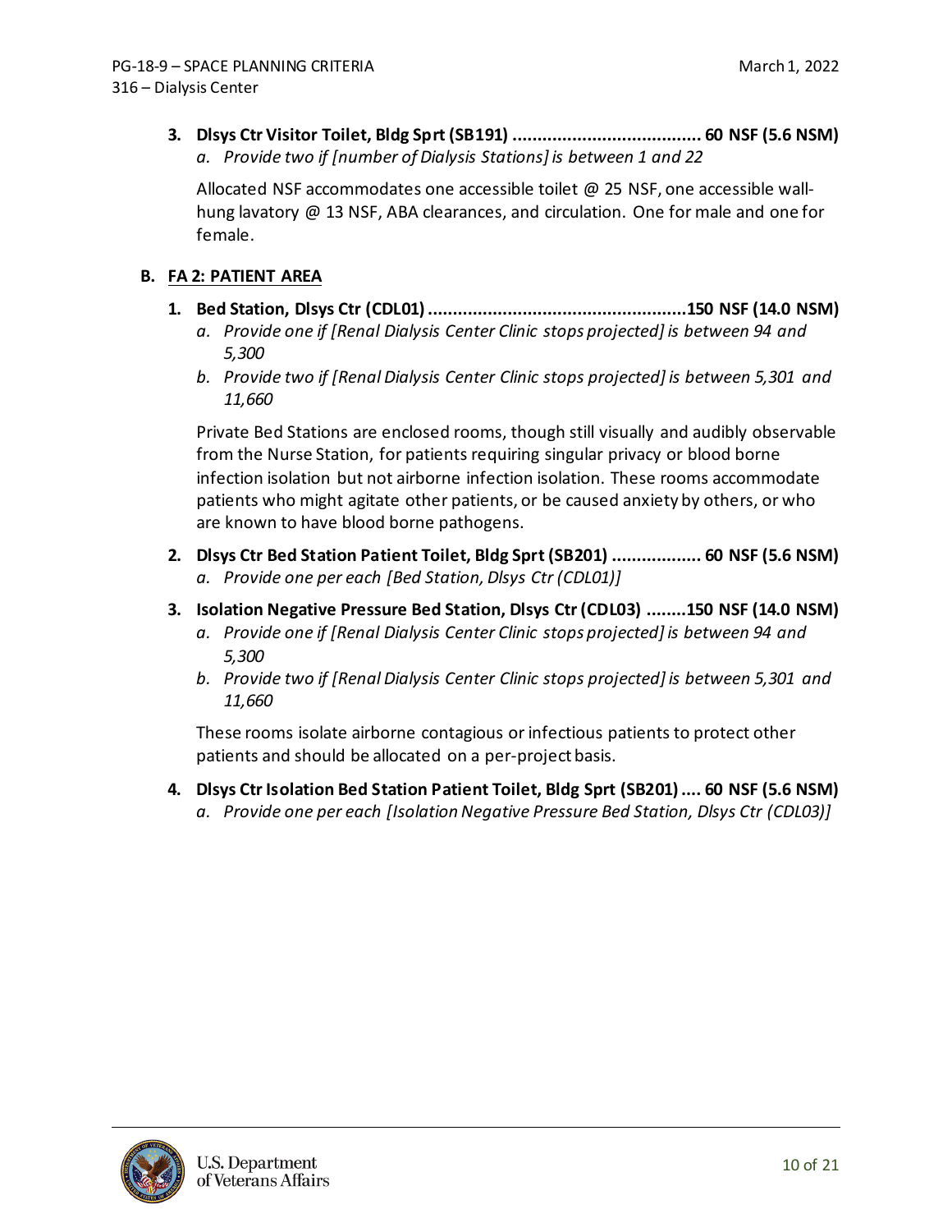3. **Dlsys Ctr Visitor Toilet, Bldg Sprt (SB191) ...................................... 60 NSF (5.6 NSM)**
   a. *Provide two if [number of Dialysis Stations] is between 1 and 22*

   Allocated NSF accommodates one accessible toilet @ 25 NSF, one accessible wall-hung lavatory @ 13 NSF, ABA clearances, and circulation. One for male and one for female.

## B. FA 2: PATIENT AREA

1. **Bed Station, Dlsys Ctr (CDL01) ....................................................150 NSF (14.0 NSM)**
   a. *Provide one if [Renal Dialysis Center Clinic stops projected] is between 94 and 5,300*
   b. *Provide two if [Renal Dialysis Center Clinic stops projected] is between 5,301 and 11,660*

   Private Bed Stations are enclosed rooms, though still visually and audibly observable from the Nurse Station, for patients requiring singular privacy or blood borne infection isolation but not airborne infection isolation. These rooms accommodate patients who might agitate other patients, or be caused anxiety by others, or who are known to have blood borne pathogens.

2. **Dlsys Ctr Bed Station Patient Toilet, Bldg Sprt (SB201) .................. 60 NSF (5.6 NSM)**
   a. *Provide one per each [Bed Station, Dlsys Ctr (CDL01)]*

3. **Isolation Negative Pressure Bed Station, Dlsys Ctr (CDL03) ........150 NSF (14.0 NSM)**
   a. *Provide one if [Renal Dialysis Center Clinic stops projected] is between 94 and 5,300*
   b. *Provide two if [Renal Dialysis Center Clinic stops projected] is between 5,301 and 11,660*

   These rooms isolate airborne contagious or infectious patients to protect other patients and should be allocated on a per-project basis.

4. **Dlsys Ctr Isolation Bed Station Patient Toilet, Bldg Sprt (SB201) .... 60 NSF (5.6 NSM)**
   a. *Provide one per each [Isolation Negative Pressure Bed Station, Dlsys Ctr (CDL03)]*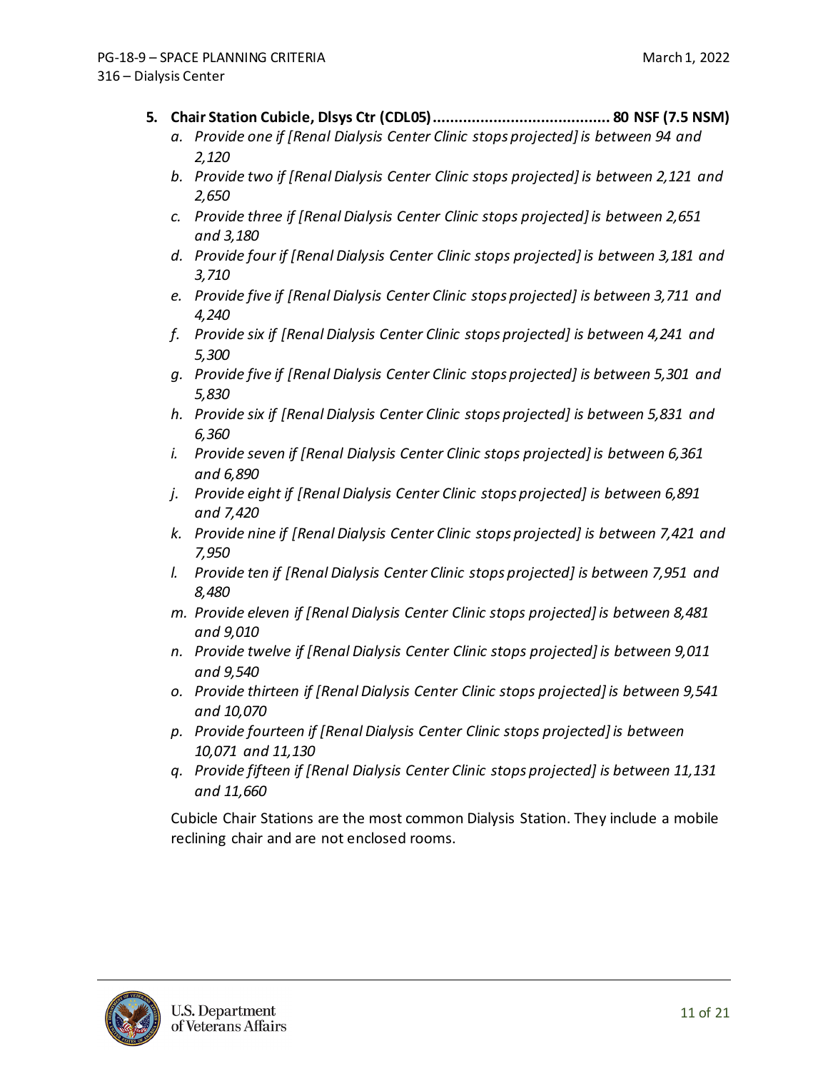5. **Chair Station Cubicle, Dlsys Ctr (CDL05)......................................... 80 NSF (7.5 NSM)**
    a. *Provide one if [Renal Dialysis Center Clinic stops projected] is between 94 and 2,120*
    b. *Provide two if [Renal Dialysis Center Clinic stops projected] is between 2,121 and 2,650*
    c. *Provide three if [Renal Dialysis Center Clinic stops projected] is between 2,651 and 3,180*
    d. *Provide four if [Renal Dialysis Center Clinic stops projected] is between 3,181 and 3,710*
    e. *Provide five if [Renal Dialysis Center Clinic stops projected] is between 3,711 and 4,240*
    f. *Provide six if [Renal Dialysis Center Clinic stops projected] is between 4,241 and 5,300*
    g. *Provide five if [Renal Dialysis Center Clinic stops projected] is between 5,301 and 5,830*
    h. *Provide six if [Renal Dialysis Center Clinic stops projected] is between 5,831 and 6,360*
    i. *Provide seven if [Renal Dialysis Center Clinic stops projected] is between 6,361 and 6,890*
    j. *Provide eight if [Renal Dialysis Center Clinic stops projected] is between 6,891 and 7,420*
    k. *Provide nine if [Renal Dialysis Center Clinic stops projected] is between 7,421 and 7,950*
    l. *Provide ten if [Renal Dialysis Center Clinic stops projected] is between 7,951 and 8,480*
    m. *Provide eleven if [Renal Dialysis Center Clinic stops projected] is between 8,481 and 9,010*
    n. *Provide twelve if [Renal Dialysis Center Clinic stops projected] is between 9,011 and 9,540*
    o. *Provide thirteen if [Renal Dialysis Center Clinic stops projected] is between 9,541 and 10,070*
    p. *Provide fourteen if [Renal Dialysis Center Clinic stops projected] is between 10,071 and 11,130*
    q. *Provide fifteen if [Renal Dialysis Center Clinic stops projected] is between 11,131 and 11,660*

    Cubicle Chair Stations are the most common Dialysis Station. They include a mobile reclining chair and are not enclosed rooms.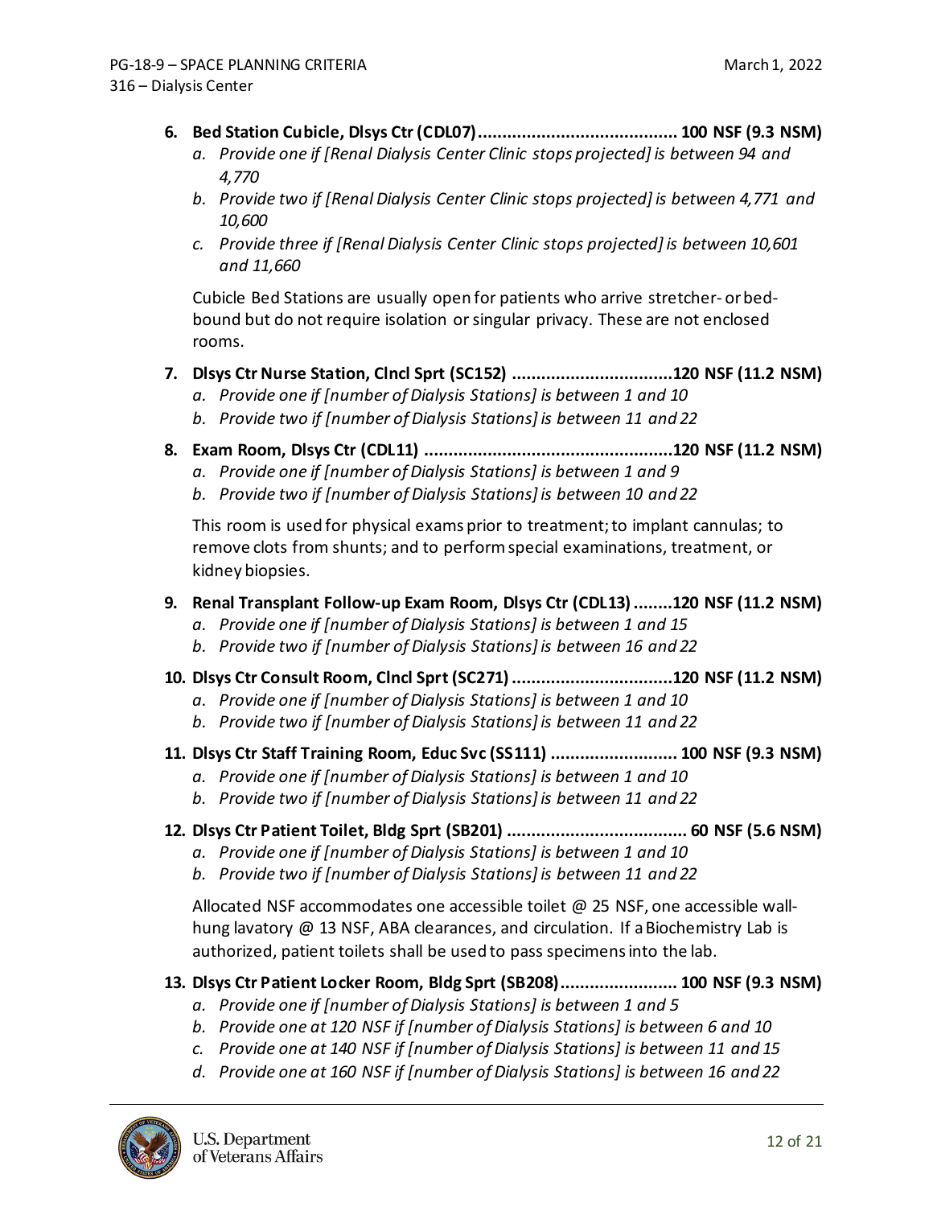6. **Bed Station Cubicle, Dlsys Ctr (CDL07).......................................... 100 NSF (9.3 NSM)**
   a. *Provide one if [Renal Dialysis Center Clinic stops projected] is between 94 and 4,770*
   b. *Provide two if [Renal Dialysis Center Clinic stops projected] is between 4,771 and 10,600*
   c. *Provide three if [Renal Dialysis Center Clinic stops projected] is between 10,601 and 11,660*

   Cubicle Bed Stations are usually open for patients who arrive stretcher- or bed-bound but do not require isolation or singular privacy. These are not enclosed rooms.

7. **Dlsys Ctr Nurse Station, Clncl Sprt (SC152) .................................120 NSF (11.2 NSM)**
   a. *Provide one if [number of Dialysis Stations] is between 1 and 10*
   b. *Provide two if [number of Dialysis Stations] is between 11 and 22*

8. **Exam Room, Dlsys Ctr (CDL11) ...................................................120 NSF (11.2 NSM)**
   a. *Provide one if [number of Dialysis Stations] is between 1 and 9*
   b. *Provide two if [number of Dialysis Stations] is between 10 and 22*

   This room is used for physical exams prior to treatment; to implant cannulas; to remove clots from shunts; and to perform special examinations, treatment, or kidney biopsies.

9. **Renal Transplant Follow-up Exam Room, Dlsys Ctr (CDL13) ........120 NSF (11.2 NSM)**
   a. *Provide one if [number of Dialysis Stations] is between 1 and 15*
   b. *Provide two if [number of Dialysis Stations] is between 16 and 22*

10. **Dlsys Ctr Consult Room, Clncl Sprt (SC271) .................................120 NSF (11.2 NSM)**
    a. *Provide one if [number of Dialysis Stations] is between 1 and 10*
    b. *Provide two if [number of Dialysis Stations] is between 11 and 22*

11. **Dlsys Ctr Staff Training Room, Educ Svc (SS111) .......................... 100 NSF (9.3 NSM)**
    a. *Provide one if [number of Dialysis Stations] is between 1 and 10*
    b. *Provide two if [number of Dialysis Stations] is between 11 and 22*

12. **Dlsys Ctr Patient Toilet, Bldg Sprt (SB201) ..................................... 60 NSF (5.6 NSM)**
    a. *Provide one if [number of Dialysis Stations] is between 1 and 10*
    b. *Provide two if [number of Dialysis Stations] is between 11 and 22*

    Allocated NSF accommodates one accessible toilet @ 25 NSF, one accessible wall-hung lavatory @ 13 NSF, ABA clearances, and circulation. If a Biochemistry Lab is authorized, patient toilets shall be used to pass specimens into the lab.

13. **Dlsys Ctr Patient Locker Room, Bldg Sprt (SB208)........................ 100 NSF (9.3 NSM)**
    a. *Provide one if [number of Dialysis Stations] is between 1 and 5*
    b. *Provide one at 120 NSF if [number of Dialysis Stations] is between 6 and 10*
    c. *Provide one at 140 NSF if [number of Dialysis Stations] is between 11 and 15*
    d. *Provide one at 160 NSF if [number of Dialysis Stations] is between 16 and 22*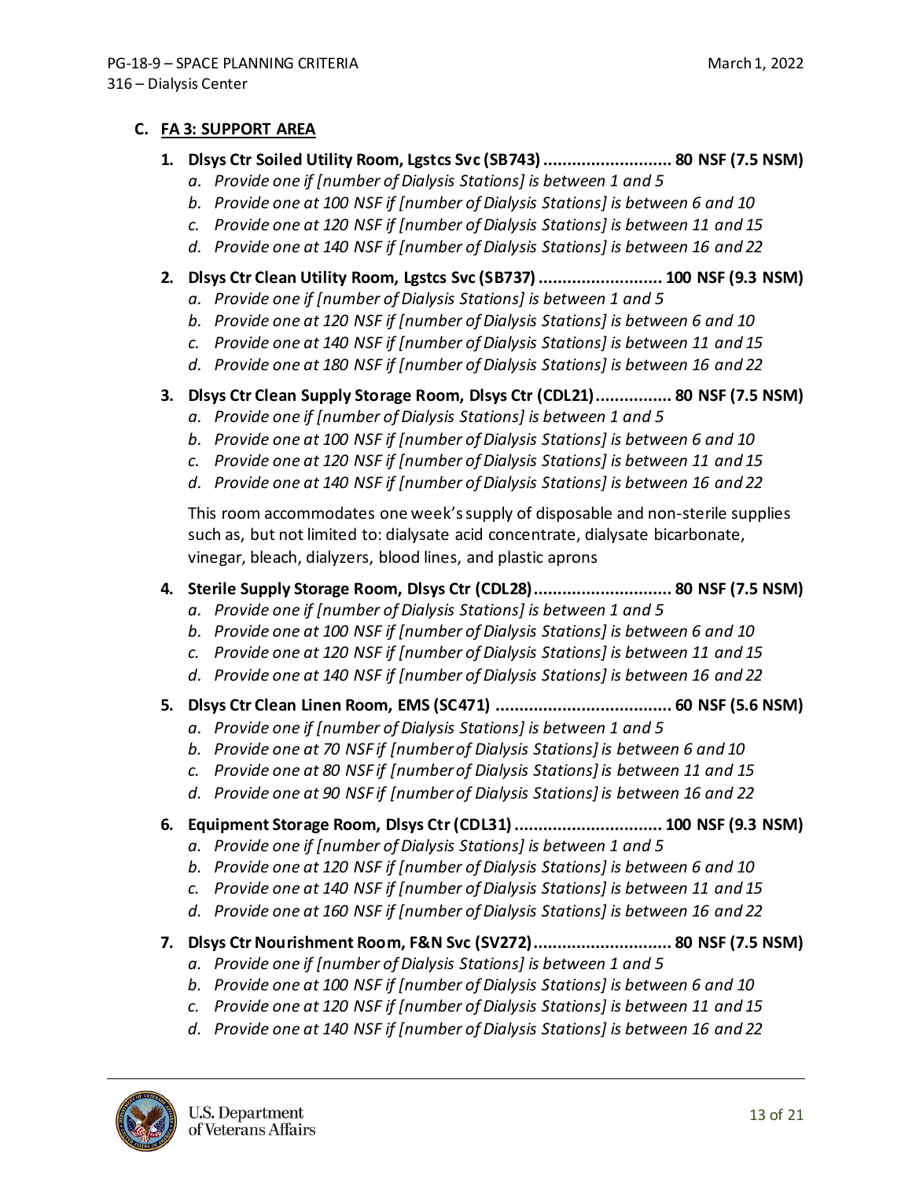### C. FA 3: SUPPORT AREA

1. **Dlsys Ctr Soiled Utility Room, Lgstcs Svc (SB743) ........................... 80 NSF (7.5 NSM)**
    a. *Provide one if [number of Dialysis Stations] is between 1 and 5*
    b. *Provide one at 100 NSF if [number of Dialysis Stations] is between 6 and 10*
    c. *Provide one at 120 NSF if [number of Dialysis Stations] is between 11 and 15*
    d. *Provide one at 140 NSF if [number of Dialysis Stations] is between 16 and 22*

2. **Dlsys Ctr Clean Utility Room, Lgstcs Svc (SB737) .......................... 100 NSF (9.3 NSM)**
    a. *Provide one if [number of Dialysis Stations] is between 1 and 5*
    b. *Provide one at 120 NSF if [number of Dialysis Stations] is between 6 and 10*
    c. *Provide one at 140 NSF if [number of Dialysis Stations] is between 11 and 15*
    d. *Provide one at 180 NSF if [number of Dialysis Stations] is between 16 and 22*

3. **Dlsys Ctr Clean Supply Storage Room, Dlsys Ctr (CDL21)................ 80 NSF (7.5 NSM)**
    a. *Provide one if [number of Dialysis Stations] is between 1 and 5*
    b. *Provide one at 100 NSF if [number of Dialysis Stations] is between 6 and 10*
    c. *Provide one at 120 NSF if [number of Dialysis Stations] is between 11 and 15*
    d. *Provide one at 140 NSF if [number of Dialysis Stations] is between 16 and 22*

    This room accommodates one week's supply of disposable and non-sterile supplies such as, but not limited to: dialysate acid concentrate, dialysate bicarbonate, vinegar, bleach, dialyzers, blood lines, and plastic aprons

4. **Sterile Supply Storage Room, Dlsys Ctr (CDL28)............................. 80 NSF (7.5 NSM)**
    a. *Provide one if [number of Dialysis Stations] is between 1 and 5*
    b. *Provide one at 100 NSF if [number of Dialysis Stations] is between 6 and 10*
    c. *Provide one at 120 NSF if [number of Dialysis Stations] is between 11 and 15*
    d. *Provide one at 140 NSF if [number of Dialysis Stations] is between 16 and 22*

5. **Dlsys Ctr Clean Linen Room, EMS (SC471) ..................................... 60 NSF (5.6 NSM)**
    a. *Provide one if [number of Dialysis Stations] is between 1 and 5*
    b. *Provide one at 70 NSF if [number of Dialysis Stations] is between 6 and 10*
    c. *Provide one at 80 NSF if [number of Dialysis Stations] is between 11 and 15*
    d. *Provide one at 90 NSF if [number of Dialysis Stations] is between 16 and 22*

6. **Equipment Storage Room, Dlsys Ctr (CDL31) ............................... 100 NSF (9.3 NSM)**
    a. *Provide one if [number of Dialysis Stations] is between 1 and 5*
    b. *Provide one at 120 NSF if [number of Dialysis Stations] is between 6 and 10*
    c. *Provide one at 140 NSF if [number of Dialysis Stations] is between 11 and 15*
    d. *Provide one at 160 NSF if [number of Dialysis Stations] is between 16 and 22*

7. **Dlsys Ctr Nourishment Room, F&N Svc (SV272)............................. 80 NSF (7.5 NSM)**
    a. *Provide one if [number of Dialysis Stations] is between 1 and 5*
    b. *Provide one at 100 NSF if [number of Dialysis Stations] is between 6 and 10*
    c. *Provide one at 120 NSF if [number of Dialysis Stations] is between 11 and 15*
    d. *Provide one at 140 NSF if [number of Dialysis Stations] is between 16 and 22*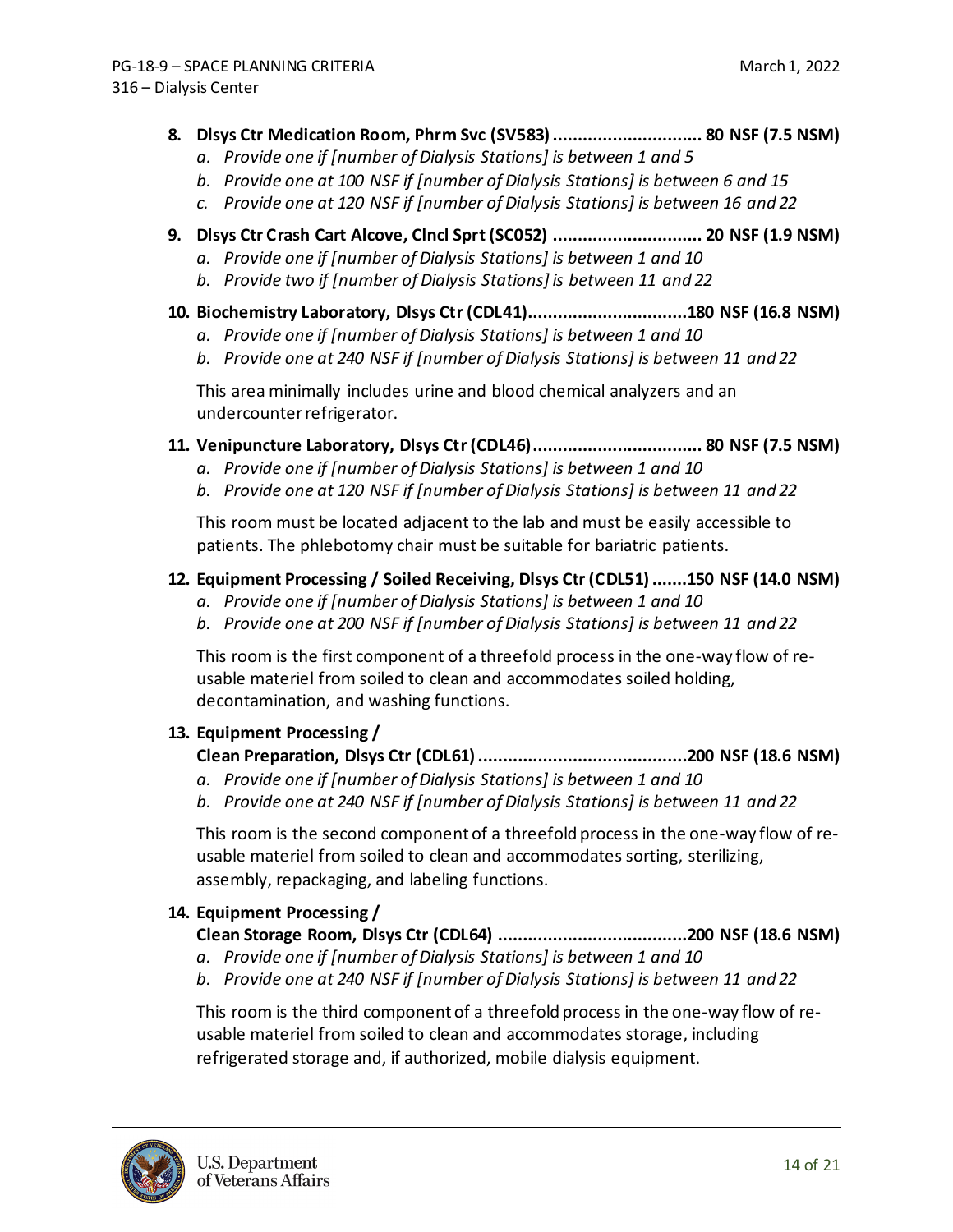8. **Dlsys Ctr Medication Room, Phrm Svc (SV583) .............................. 80 NSF (7.5 NSM)**
   a. *Provide one if [number of Dialysis Stations] is between 1 and 5*
   b. *Provide one at 100 NSF if [number of Dialysis Stations] is between 6 and 15*
   c. *Provide one at 120 NSF if [number of Dialysis Stations] is between 16 and 22*

9. **Dlsys Ctr Crash Cart Alcove, Clncl Sprt (SC052) .............................. 20 NSF (1.9 NSM)**
   a. *Provide one if [number of Dialysis Stations] is between 1 and 10*
   b. *Provide two if [number of Dialysis Stations] is between 11 and 22*

10. **Biochemistry Laboratory, Dlsys Ctr (CDL41)................................180 NSF (16.8 NSM)**
    a. *Provide one if [number of Dialysis Stations] is between 1 and 10*
    b. *Provide one at 240 NSF if [number of Dialysis Stations] is between 11 and 22*

    This area minimally includes urine and blood chemical analyzers and an undercounter refrigerator.

11. **Venipuncture Laboratory, Dlsys Ctr (CDL46).................................. 80 NSF (7.5 NSM)**
    a. *Provide one if [number of Dialysis Stations] is between 1 and 10*
    b. *Provide one at 120 NSF if [number of Dialysis Stations] is between 11 and 22*

    This room must be located adjacent to the lab and must be easily accessible to patients. The phlebotomy chair must be suitable for bariatric patients.

12. **Equipment Processing / Soiled Receiving, Dlsys Ctr (CDL51) .......150 NSF (14.0 NSM)**
    a. *Provide one if [number of Dialysis Stations] is between 1 and 10*
    b. *Provide one at 200 NSF if [number of Dialysis Stations] is between 11 and 22*

    This room is the first component of a threefold process in the one-way flow of re-usable materiel from soiled to clean and accommodates soiled holding, decontamination, and washing functions.

13. **Equipment Processing / Clean Preparation, Dlsys Ctr (CDL61) ..........................................200 NSF (18.6 NSM)**
    a. *Provide one if [number of Dialysis Stations] is between 1 and 10*
    b. *Provide one at 240 NSF if [number of Dialysis Stations] is between 11 and 22*

    This room is the second component of a threefold process in the one-way flow of re-usable materiel from soiled to clean and accommodates sorting, sterilizing, assembly, repackaging, and labeling functions.

14. **Equipment Processing / Clean Storage Room, Dlsys Ctr (CDL64) ......................................200 NSF (18.6 NSM)**
    a. *Provide one if [number of Dialysis Stations] is between 1 and 10*
    b. *Provide one at 240 NSF if [number of Dialysis Stations] is between 11 and 22*

    This room is the third component of a threefold process in the one-way flow of re-usable materiel from soiled to clean and accommodates storage, including refrigerated storage and, if authorized, mobile dialysis equipment.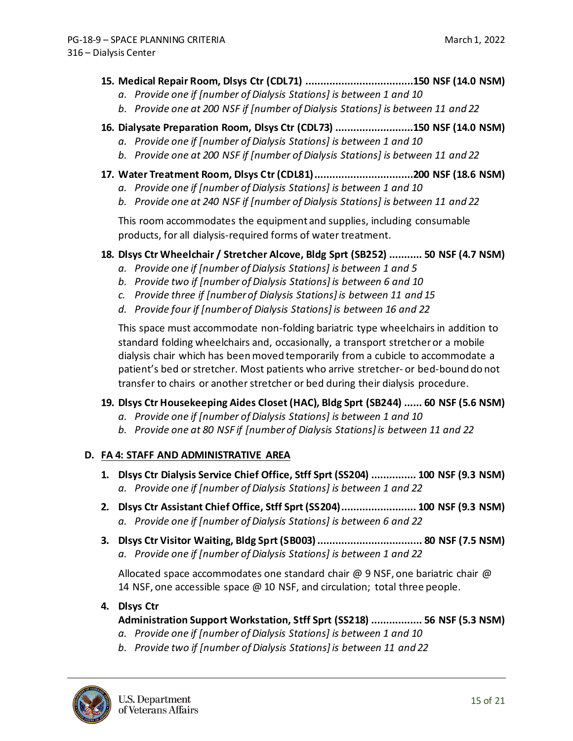**15. Medical Repair Room, Dlsys Ctr (CDL71) ....................................150 NSF (14.0 NSM)**

*a. Provide one if [number of Dialysis Stations] is between 1 and 10*

*b. Provide one at 200 NSF if [number of Dialysis Stations] is between 11 and 22*

**16. Dialysate Preparation Room, Dlsys Ctr (CDL73) ..........................150 NSF (14.0 NSM)**

*a. Provide one if [number of Dialysis Stations] is between 1 and 10*

*b. Provide one at 200 NSF if [number of Dialysis Stations] is between 11 and 22*

**17. Water Treatment Room, Dlsys Ctr (CDL81).................................200 NSF (18.6 NSM)**

*a. Provide one if [number of Dialysis Stations] is between 1 and 10*

*b. Provide one at 240 NSF if [number of Dialysis Stations] is between 11 and 22*

This room accommodates the equipment and supplies, including consumable products, for all dialysis-required forms of water treatment.

**18. Dlsys Ctr Wheelchair / Stretcher Alcove, Bldg Sprt (SB252) ........... 50 NSF (4.7 NSM)**

*a. Provide one if [number of Dialysis Stations] is between 1 and 5*

*b. Provide two if [number of Dialysis Stations] is between 6 and 10*

*c. Provide three if [number of Dialysis Stations] is between 11 and 15*

*d. Provide four if [number of Dialysis Stations] is between 16 and 22*

This space must accommodate non-folding bariatric type wheelchairs in addition to standard folding wheelchairs and, occasionally, a transport stretcher or a mobile dialysis chair which has been moved temporarily from a cubicle to accommodate a patient's bed or stretcher. Most patients who arrive stretcher- or bed-bound do not transfer to chairs or another stretcher or bed during their dialysis procedure.

**19. Dlsys Ctr Housekeeping Aides Closet (HAC), Bldg Sprt (SB244) ...... 60 NSF (5.6 NSM)**

*a. Provide one if [number of Dialysis Stations] is between 1 and 10*

*b. Provide one at 80 NSF if [number of Dialysis Stations] is between 11 and 22*

## D. FA 4: STAFF AND ADMINISTRATIVE AREA

**1. Dlsys Ctr Dialysis Service Chief Office, Stff Sprt (SS204) ............... 100 NSF (9.3 NSM)**

*a. Provide one if [number of Dialysis Stations] is between 1 and 22*

**2. Dlsys Ctr Assistant Chief Office, Stff Sprt (SS204)......................... 100 NSF (9.3 NSM)**

*a. Provide one if [number of Dialysis Stations] is between 6 and 22*

**3. Dlsys Ctr Visitor Waiting, Bldg Sprt (SB003) ................................... 80 NSF (7.5 NSM)**

*a. Provide one if [number of Dialysis Stations] is between 1 and 22*

Allocated space accommodates one standard chair @ 9 NSF, one bariatric chair @ 14 NSF, one accessible space @ 10 NSF, and circulation; total three people.

**4. Dlsys Ctr Administration Support Workstation, Stff Sprt (SS218) ................. 56 NSF (5.3 NSM)**

*a. Provide one if [number of Dialysis Stations] is between 1 and 10*

*b. Provide two if [number of Dialysis Stations] is between 11 and 22*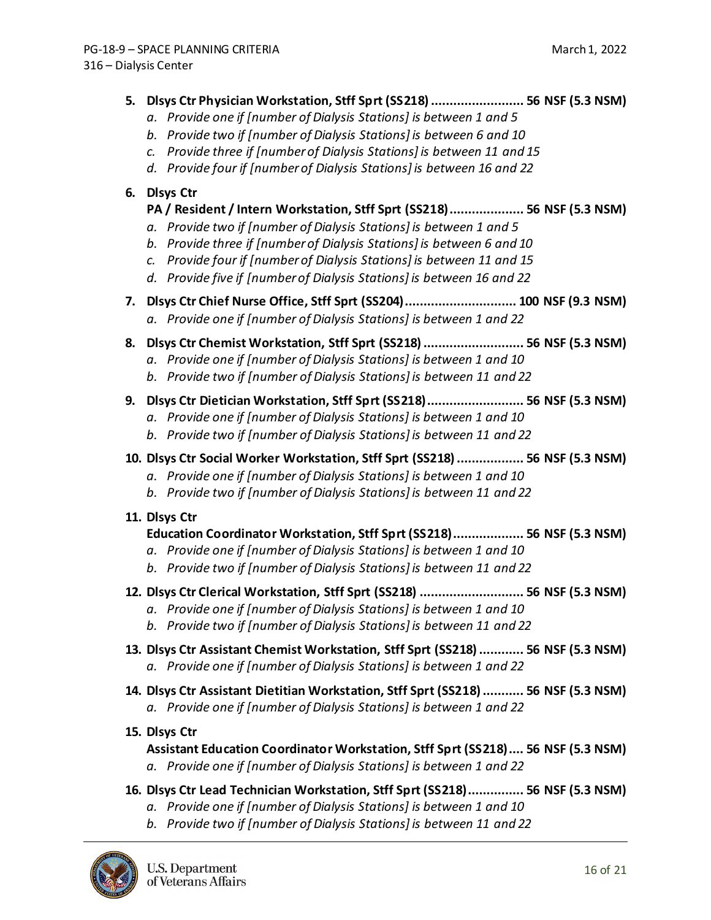5. **Dlsys Ctr Physician Workstation, Stff Sprt (SS218) ......................... 56 NSF (5.3 NSM)**
   a. *Provide one if [number of Dialysis Stations] is between 1 and 5*
   b. *Provide two if [number of Dialysis Stations] is between 6 and 10*
   c. *Provide three if [number of Dialysis Stations] is between 11 and 15*
   d. *Provide four if [number of Dialysis Stations] is between 16 and 22*

6. **Dlsys Ctr PA / Resident / Intern Workstation, Stff Sprt (SS218).................... 56 NSF (5.3 NSM)**
   a. *Provide two if [number of Dialysis Stations] is between 1 and 5*
   b. *Provide three if [number of Dialysis Stations] is between 6 and 10*
   c. *Provide four if [number of Dialysis Stations] is between 11 and 15*
   d. *Provide five if [number of Dialysis Stations] is between 16 and 22*

7. **Dlsys Ctr Chief Nurse Office, Stff Sprt (SS204).............................. 100 NSF (9.3 NSM)**
   a. *Provide one if [number of Dialysis Stations] is between 1 and 22*

8. **Dlsys Ctr Chemist Workstation, Stff Sprt (SS218) ........................... 56 NSF (5.3 NSM)**
   a. *Provide one if [number of Dialysis Stations] is between 1 and 10*
   b. *Provide two if [number of Dialysis Stations] is between 11 and 22*

9. **Dlsys Ctr Dietician Workstation, Stff Sprt (SS218).......................... 56 NSF (5.3 NSM)**
   a. *Provide one if [number of Dialysis Stations] is between 1 and 10*
   b. *Provide two if [number of Dialysis Stations] is between 11 and 22*

10. **Dlsys Ctr Social Worker Workstation, Stff Sprt (SS218) .................. 56 NSF (5.3 NSM)**
    a. *Provide one if [number of Dialysis Stations] is between 1 and 10*
    b. *Provide two if [number of Dialysis Stations] is between 11 and 22*

11. **Dlsys Ctr Education Coordinator Workstation, Stff Sprt (SS218)................... 56 NSF (5.3 NSM)**
    a. *Provide one if [number of Dialysis Stations] is between 1 and 10*
    b. *Provide two if [number of Dialysis Stations] is between 11 and 22*

12. **Dlsys Ctr Clerical Workstation, Stff Sprt (SS218) ............................ 56 NSF (5.3 NSM)**
    a. *Provide one if [number of Dialysis Stations] is between 1 and 10*
    b. *Provide two if [number of Dialysis Stations] is between 11 and 22*

13. **Dlsys Ctr Assistant Chemist Workstation, Stff Sprt (SS218) ............ 56 NSF (5.3 NSM)**
    a. *Provide one if [number of Dialysis Stations] is between 1 and 22*

14. **Dlsys Ctr Assistant Dietitian Workstation, Stff Sprt (SS218) ........... 56 NSF (5.3 NSM)**
    a. *Provide one if [number of Dialysis Stations] is between 1 and 22*

15. **Dlsys Ctr Assistant Education Coordinator Workstation, Stff Sprt (SS218).... 56 NSF (5.3 NSM)**
    a. *Provide one if [number of Dialysis Stations] is between 1 and 22*

16. **Dlsys Ctr Lead Technician Workstation, Stff Sprt (SS218)............... 56 NSF (5.3 NSM)**
    a. *Provide one if [number of Dialysis Stations] is between 1 and 10*
    b. *Provide two if [number of Dialysis Stations] is between 11 and 22*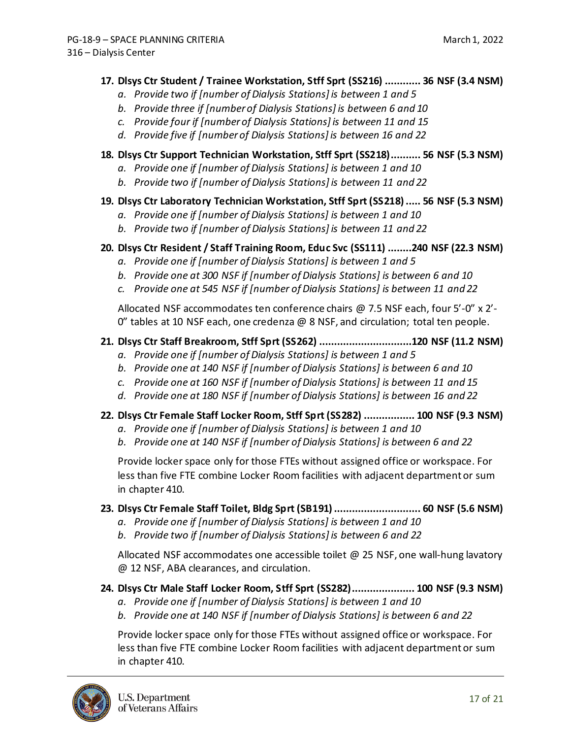**17. Dlsys Ctr Student / Trainee Workstation, Stff Sprt (SS216) ............ 36 NSF (3.4 NSM)**

   *a. Provide two if [number of Dialysis Stations] is between 1 and 5*
   
   *b. Provide three if [number of Dialysis Stations] is between 6 and 10*
   
   *c. Provide four if [number of Dialysis Stations] is between 11 and 15*
   
   *d. Provide five if [number of Dialysis Stations] is between 16 and 22*

**18. Dlsys Ctr Support Technician Workstation, Stff Sprt (SS218).......... 56 NSF (5.3 NSM)**

   *a. Provide one if [number of Dialysis Stations] is between 1 and 10*
   
   *b. Provide two if [number of Dialysis Stations] is between 11 and 22*

**19. Dlsys Ctr Laboratory Technician Workstation, Stff Sprt (SS218) ..... 56 NSF (5.3 NSM)**

   *a. Provide one if [number of Dialysis Stations] is between 1 and 10*
   
   *b. Provide two if [number of Dialysis Stations] is between 11 and 22*

**20. Dlsys Ctr Resident / Staff Training Room, Educ Svc (SS111) ........240 NSF (22.3 NSM)**

   *a. Provide one if [number of Dialysis Stations] is between 1 and 5*
   
   *b. Provide one at 300 NSF if [number of Dialysis Stations] is between 6 and 10*
   
   *c. Provide one at 545 NSF if [number of Dialysis Stations] is between 11 and 22*

   Allocated NSF accommodates ten conference chairs @ 7.5 NSF each, four 5'-0" x 2'-0" tables at 10 NSF each, one credenza @ 8 NSF, and circulation; total ten people.

**21. Dlsys Ctr Staff Breakroom, Stff Sprt (SS262) ...............................120 NSF (11.2 NSM)**

   *a. Provide one if [number of Dialysis Stations] is between 1 and 5*
   
   *b. Provide one at 140 NSF if [number of Dialysis Stations] is between 6 and 10*
   
   *c. Provide one at 160 NSF if [number of Dialysis Stations] is between 11 and 15*
   
   *d. Provide one at 180 NSF if [number of Dialysis Stations] is between 16 and 22*

**22. Dlsys Ctr Female Staff Locker Room, Stff Sprt (SS282) ................. 100 NSF (9.3 NSM)**

   *a. Provide one if [number of Dialysis Stations] is between 1 and 10*
   
   *b. Provide one at 140 NSF if [number of Dialysis Stations] is between 6 and 22*

   Provide locker space only for those FTEs without assigned office or workspace. For less than five FTE combine Locker Room facilities with adjacent department or sum in chapter 410.

**23. Dlsys Ctr Female Staff Toilet, Bldg Sprt (SB191) ............................. 60 NSF (5.6 NSM)**

   *a. Provide one if [number of Dialysis Stations] is between 1 and 10*
   
   *b. Provide two if [number of Dialysis Stations] is between 6 and 22*

   Allocated NSF accommodates one accessible toilet @ 25 NSF, one wall-hung lavatory @ 12 NSF, ABA clearances, and circulation.

**24. Dlsys Ctr Male Staff Locker Room, Stff Sprt (SS282)..................... 100 NSF (9.3 NSM)**

   *a. Provide one if [number of Dialysis Stations] is between 1 and 10*
   
   *b. Provide one at 140 NSF if [number of Dialysis Stations] is between 6 and 22*

   Provide locker space only for those FTEs without assigned office or workspace. For less than five FTE combine Locker Room facilities with adjacent department or sum in chapter 410.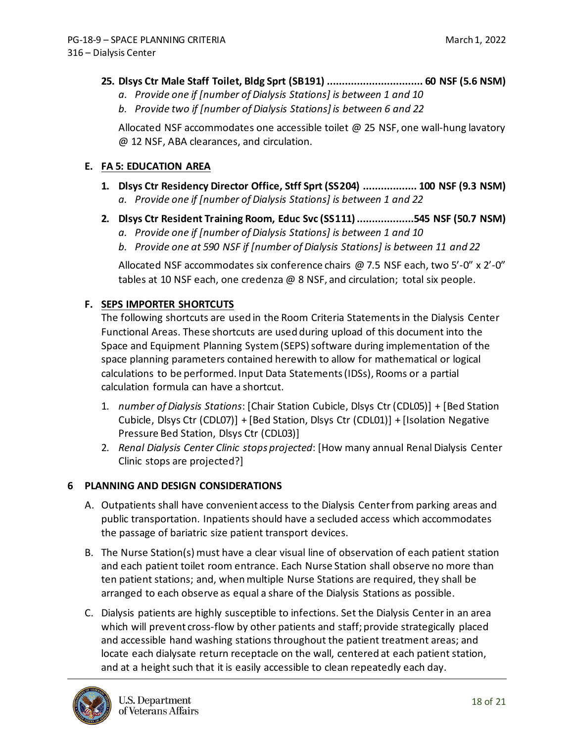25. **Dlsys Ctr Male Staff Toilet, Bldg Sprt (SB191) ................................ 60 NSF (5.6 NSM)**
    a. *Provide one if [number of Dialysis Stations] is between 1 and 10*
    b. *Provide two if [number of Dialysis Stations] is between 6 and 22*

    Allocated NSF accommodates one accessible toilet @ 25 NSF, one wall-hung lavatory @ 12 NSF, ABA clearances, and circulation.

## E. FA 5: EDUCATION AREA

1. **Dlsys Ctr Residency Director Office, Stff Sprt (SS204) .................. 100 NSF (9.3 NSM)**
    a. *Provide one if [number of Dialysis Stations] is between 1 and 22*

2. **Dlsys Ctr Resident Training Room, Educ Svc (SS111) ...................545 NSF (50.7 NSM)**
    a. *Provide one if [number of Dialysis Stations] is between 1 and 10*
    b. *Provide one at 590 NSF if [number of Dialysis Stations] is between 11 and 22*

    Allocated NSF accommodates six conference chairs @ 7.5 NSF each, two 5'-0" x 2'-0" tables at 10 NSF each, one credenza @ 8 NSF, and circulation; total six people.

## F. SEPS IMPORTER SHORTCUTS

The following shortcuts are used in the Room Criteria Statements in the Dialysis Center Functional Areas. These shortcuts are used during upload of this document into the Space and Equipment Planning System (SEPS) software during implementation of the space planning parameters contained herewith to allow for mathematical or logical calculations to be performed. Input Data Statements (IDSs), Rooms or a partial calculation formula can have a shortcut.

1. *number of Dialysis Stations*: [Chair Station Cubicle, Dlsys Ctr (CDL05)] + [Bed Station Cubicle, Dlsys Ctr (CDL07)] + [Bed Station, Dlsys Ctr (CDL01)] + [Isolation Negative Pressure Bed Station, Dlsys Ctr (CDL03)]
2. *Renal Dialysis Center Clinic stops projected*: [How many annual Renal Dialysis Center Clinic stops are projected?]

# 6 PLANNING AND DESIGN CONSIDERATIONS

A. Outpatients shall have convenient access to the Dialysis Center from parking areas and public transportation. Inpatients should have a secluded access which accommodates the passage of bariatric size patient transport devices.

B. The Nurse Station(s) must have a clear visual line of observation of each patient station and each patient toilet room entrance. Each Nurse Station shall observe no more than ten patient stations; and, when multiple Nurse Stations are required, they shall be arranged to each observe as equal a share of the Dialysis Stations as possible.

C. Dialysis patients are highly susceptible to infections. Set the Dialysis Center in an area which will prevent cross-flow by other patients and staff; provide strategically placed and accessible hand washing stations throughout the patient treatment areas; and locate each dialysate return receptacle on the wall, centered at each patient station, and at a height such that it is easily accessible to clean repeatedly each day.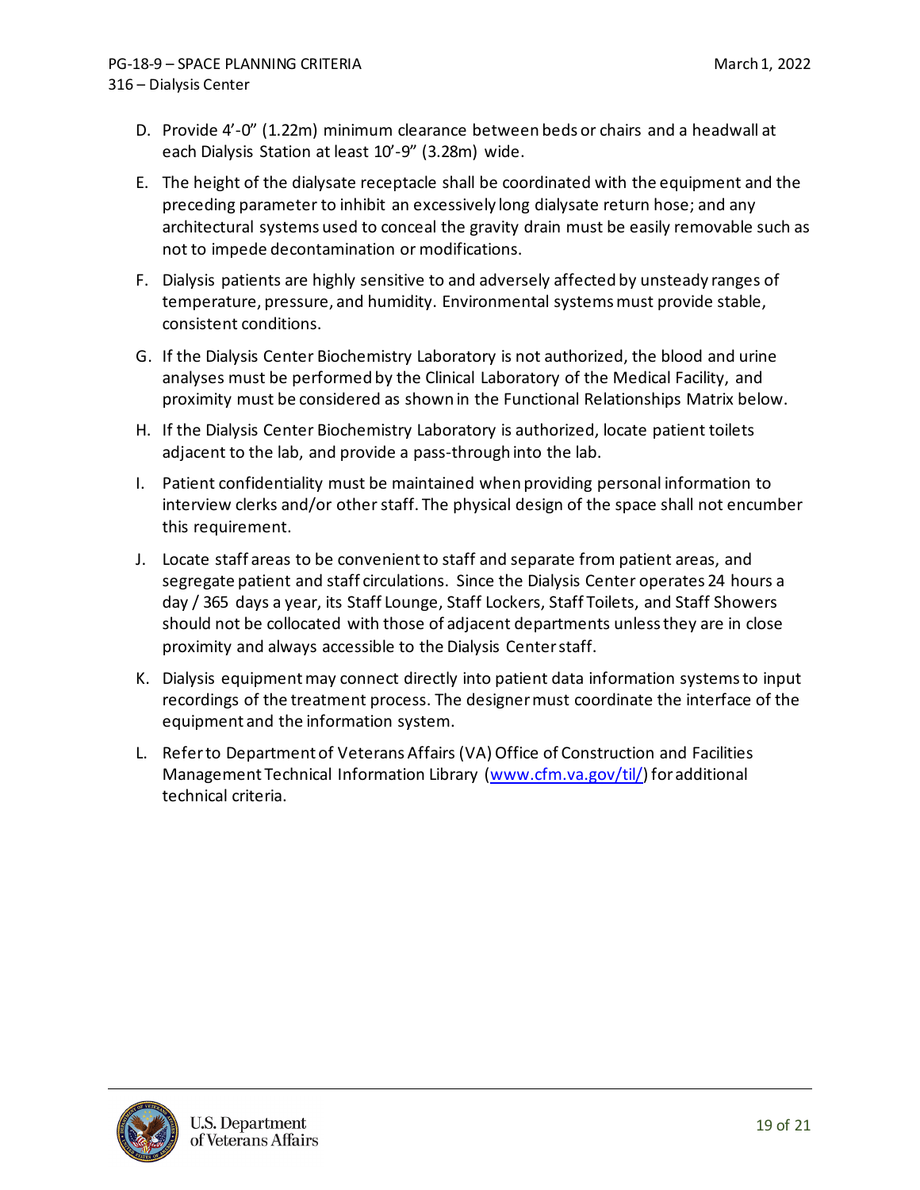D. Provide 4'-0" (1.22m) minimum clearance between beds or chairs and a headwall at each Dialysis Station at least 10'-9" (3.28m) wide.

E. The height of the dialysate receptacle shall be coordinated with the equipment and the preceding parameter to inhibit an excessively long dialysate return hose; and any architectural systems used to conceal the gravity drain must be easily removable such as not to impede decontamination or modifications.

F. Dialysis patients are highly sensitive to and adversely affected by unsteady ranges of temperature, pressure, and humidity. Environmental systems must provide stable, consistent conditions.

G. If the Dialysis Center Biochemistry Laboratory is not authorized, the blood and urine analyses must be performed by the Clinical Laboratory of the Medical Facility, and proximity must be considered as shown in the Functional Relationships Matrix below.

H. If the Dialysis Center Biochemistry Laboratory is authorized, locate patient toilets adjacent to the lab, and provide a pass-through into the lab.

I. Patient confidentiality must be maintained when providing personal information to interview clerks and/or other staff. The physical design of the space shall not encumber this requirement.

J. Locate staff areas to be convenient to staff and separate from patient areas, and segregate patient and staff circulations. Since the Dialysis Center operates 24 hours a day / 365 days a year, its Staff Lounge, Staff Lockers, Staff Toilets, and Staff Showers should not be collocated with those of adjacent departments unless they are in close proximity and always accessible to the Dialysis Center staff.

K. Dialysis equipment may connect directly into patient data information systems to input recordings of the treatment process. The designer must coordinate the interface of the equipment and the information system.

L. Refer to Department of Veterans Affairs (VA) Office of Construction and Facilities Management Technical Information Library (www.cfm.va.gov/til/) for additional technical criteria.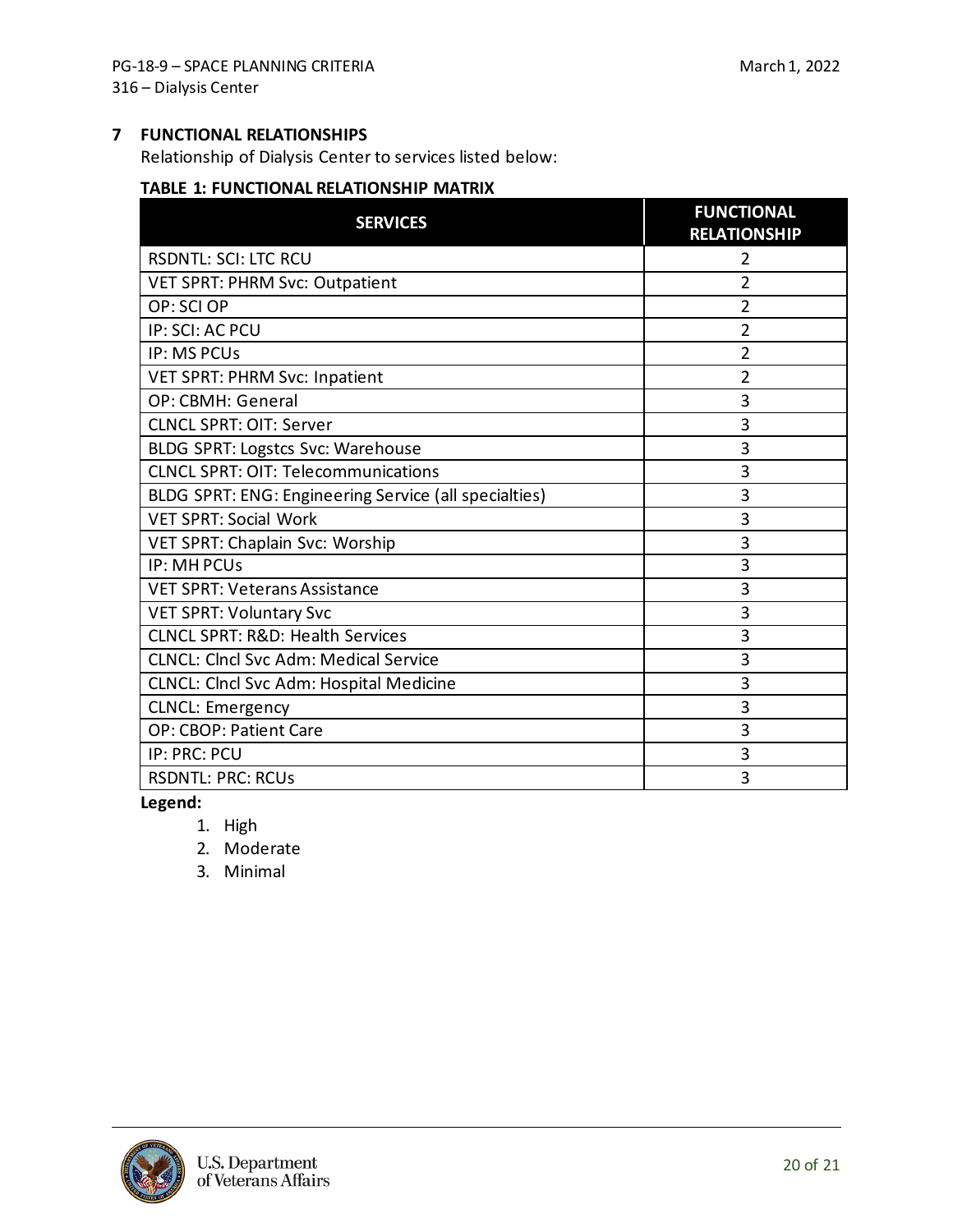## 7 FUNCTIONAL RELATIONSHIPS

Relationship of Dialysis Center to services listed below:

**TABLE 1: FUNCTIONAL RELATIONSHIP MATRIX**

| SERVICES | FUNCTIONAL RELATIONSHIP |
|---|---|
| RSDNTL: SCI: LTC RCU | 2 |
| VET SPRT: PHRM Svc: Outpatient | 2 |
| OP: SCI OP | 2 |
| IP: SCI: AC PCU | 2 |
| IP: MS PCUs | 2 |
| VET SPRT: PHRM Svc: Inpatient | 2 |
| OP: CBMH: General | 3 |
| CLNCL SPRT: OIT: Server | 3 |
| BLDG SPRT: Logstcs Svc: Warehouse | 3 |
| CLNCL SPRT: OIT: Telecommunications | 3 |
| BLDG SPRT: ENG: Engineering Service (all specialties) | 3 |
| VET SPRT: Social Work | 3 |
| VET SPRT: Chaplain Svc: Worship | 3 |
| IP: MH PCUs | 3 |
| VET SPRT: Veterans Assistance | 3 |
| VET SPRT: Voluntary Svc | 3 |
| CLNCL SPRT: R&D: Health Services | 3 |
| CLNCL: Clncl Svc Adm: Medical Service | 3 |
| CLNCL: Clncl Svc Adm: Hospital Medicine | 3 |
| CLNCL: Emergency | 3 |
| OP: CBOP: Patient Care | 3 |
| IP: PRC: PCU | 3 |
| RSDNTL: PRC: RCUs | 3 |

**Legend:**

1. High
2. Moderate
3. Minimal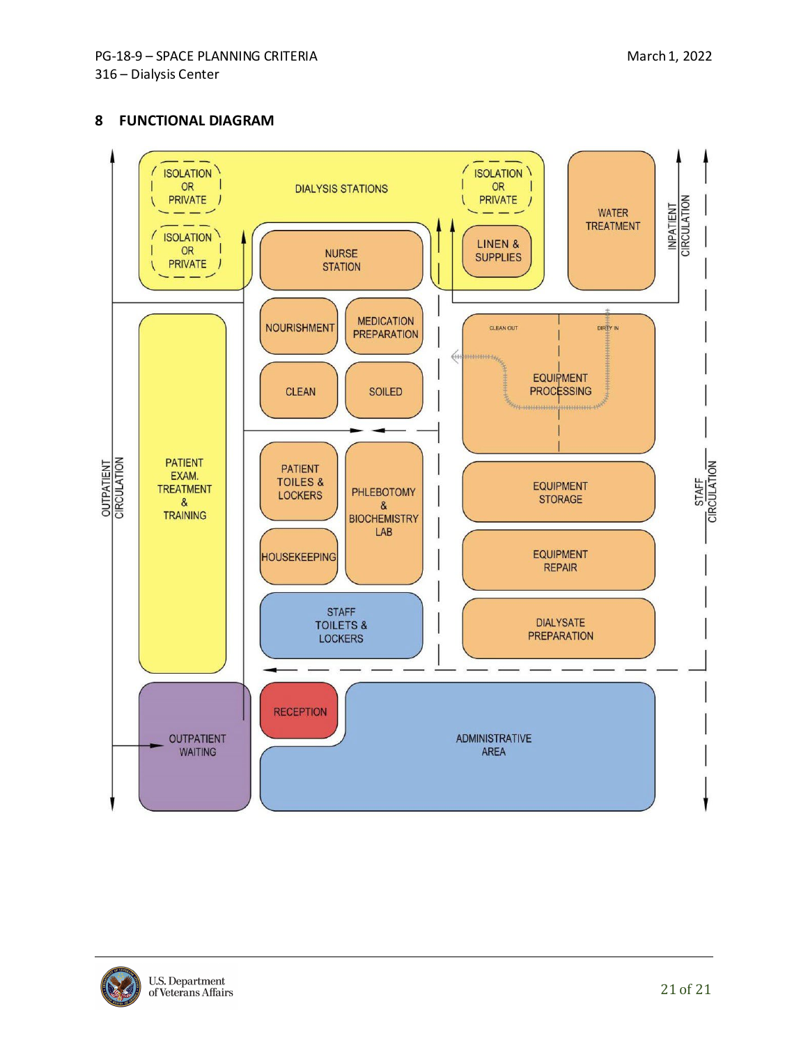## 8 FUNCTIONAL DIAGRAM

ISOLATION OR PRIVATE

DIALYSIS STATIONS

ISOLATION OR PRIVATE

ISOLATION OR PRIVATE

NURSE STATION

LINEN & SUPPLIES

WATER TREATMENT

INPATIENT CIRCULATION

NOURISHMENT

MEDICATION PREPARATION

CLEAN OUT

DIRTY IN

EQUIPMENT PROCESSING

CLEAN

SOILED

PATIENT EXAM. TREATMENT & TRAINING

OUTPATIENT CIRCULATION

PATIENT TOILES & LOCKERS

PHLEBOTOMY & BIOCHEMISTRY LAB

EQUIPMENT STORAGE

STAFF CIRCULATION

HOUSEKEEPING

EQUIPMENT REPAIR

STAFF TOILETS & LOCKERS

DIALYSATE PREPARATION

RECEPTION

OUTPATIENT WAITING

ADMINISTRATIVE AREA